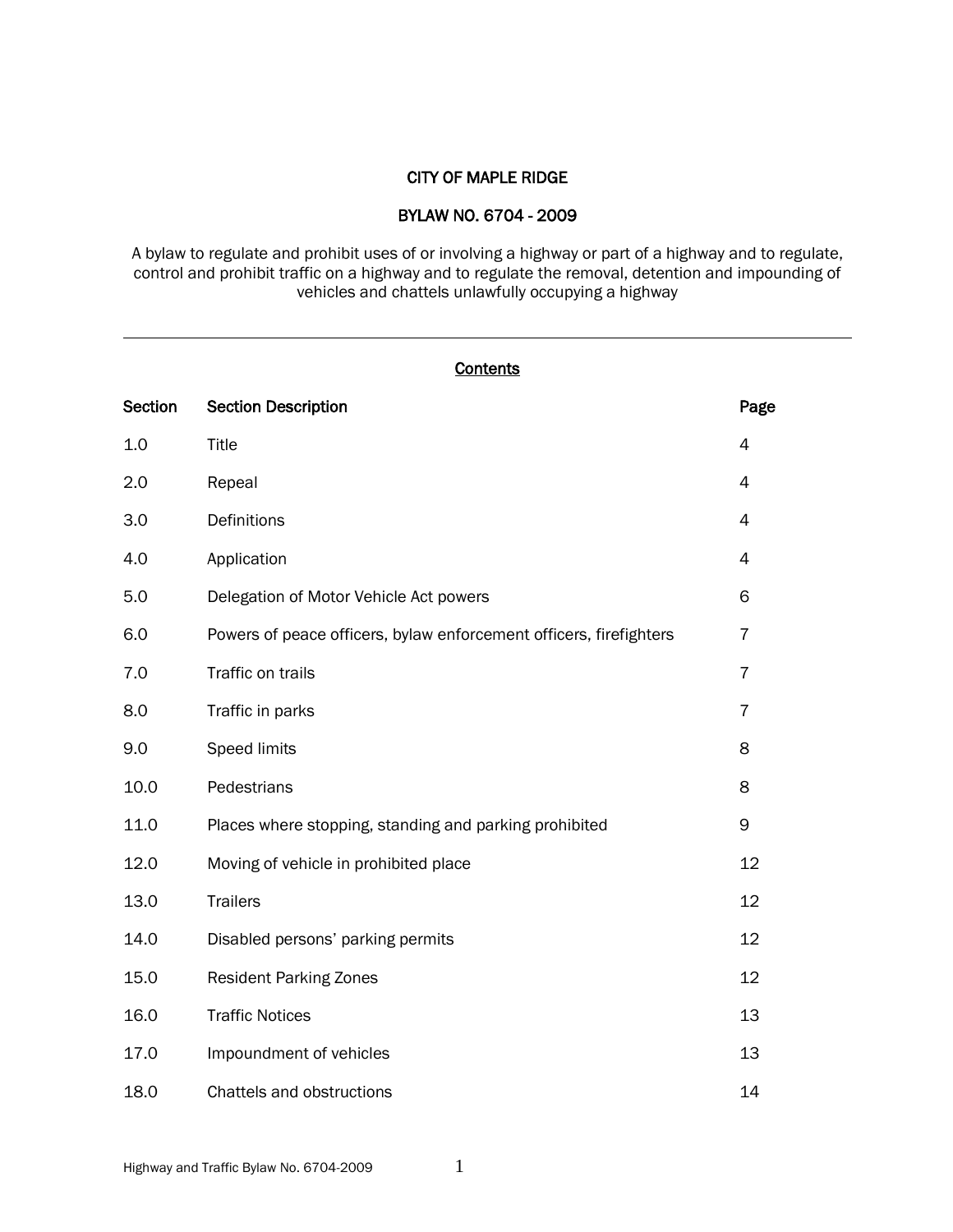# CITY OF MAPLE RIDGE

## BYLAW NO. 6704 - 2009

A bylaw to regulate and prohibit uses of or involving a highway or part of a highway and to regulate, control and prohibit traffic on a highway and to regulate the removal, detention and impounding of vehicles and chattels unlawfully occupying a highway

---

### Contents

| Section | Section Description | Page |
| --- | --- | --- |
| 1.0 | Title | 4 |
| 2.0 | Repeal | 4 |
| 3.0 | Definitions | 4 |
| 4.0 | Application | 4 |
| 5.0 | Delegation of Motor Vehicle Act powers | 6 |
| 6.0 | Powers of peace officers, bylaw enforcement officers, firefighters | 7 |
| 7.0 | Traffic on trails | 7 |
| 8.0 | Traffic in parks | 7 |
| 9.0 | Speed limits | 8 |
| 10.0 | Pedestrians | 8 |
| 11.0 | Places where stopping, standing and parking prohibited | 9 |
| 12.0 | Moving of vehicle in prohibited place | 12 |
| 13.0 | Trailers | 12 |
| 14.0 | Disabled persons' parking permits | 12 |
| 15.0 | Resident Parking Zones | 12 |
| 16.0 | Traffic Notices | 13 |
| 17.0 | Impoundment of vehicles | 13 |
| 18.0 | Chattels and obstructions | 14 |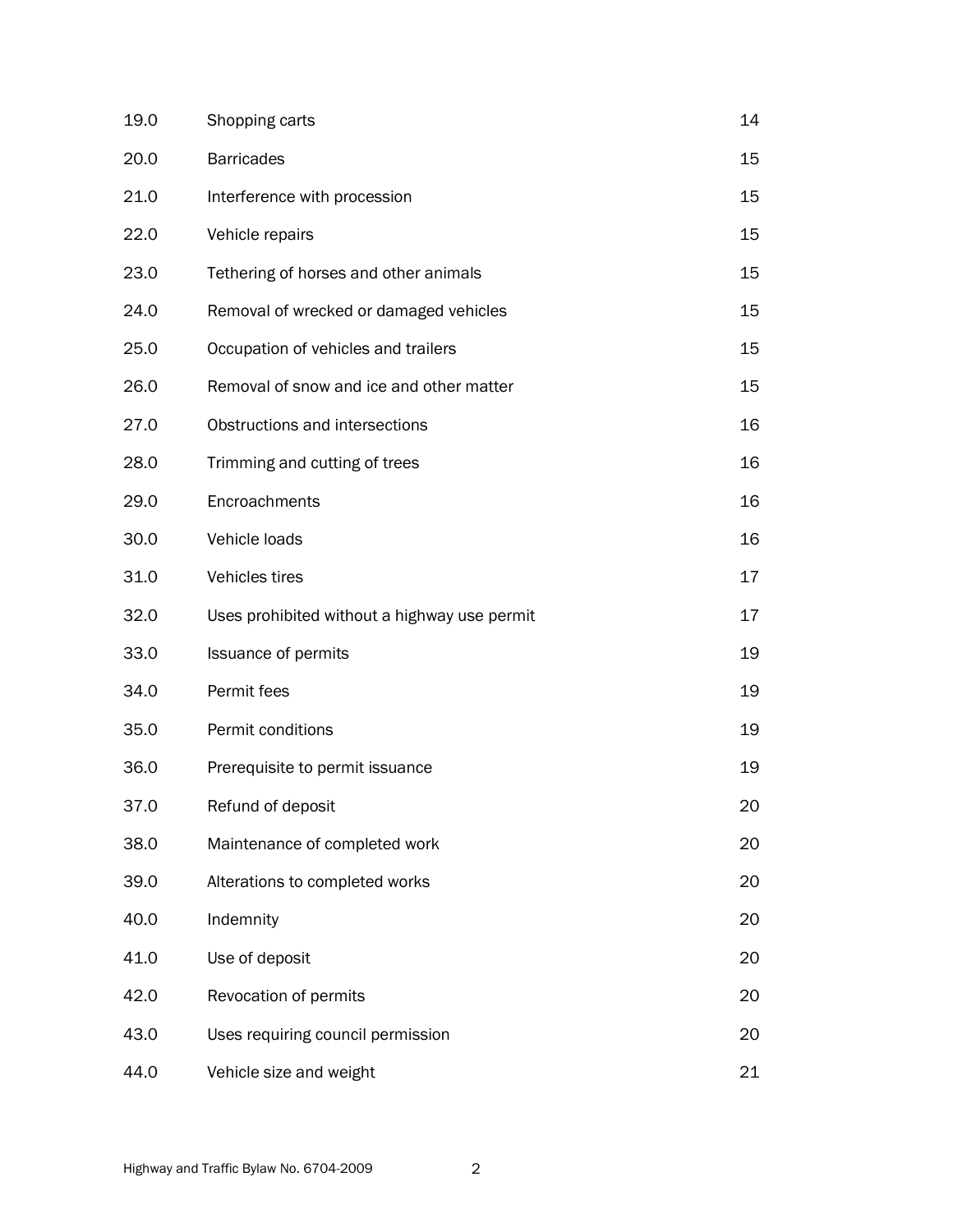| | | |
|---|---|---|
| 19.0 | Shopping carts | 14 |
| 20.0 | Barricades | 15 |
| 21.0 | Interference with procession | 15 |
| 22.0 | Vehicle repairs | 15 |
| 23.0 | Tethering of horses and other animals | 15 |
| 24.0 | Removal of wrecked or damaged vehicles | 15 |
| 25.0 | Occupation of vehicles and trailers | 15 |
| 26.0 | Removal of snow and ice and other matter | 15 |
| 27.0 | Obstructions and intersections | 16 |
| 28.0 | Trimming and cutting of trees | 16 |
| 29.0 | Encroachments | 16 |
| 30.0 | Vehicle loads | 16 |
| 31.0 | Vehicles tires | 17 |
| 32.0 | Uses prohibited without a highway use permit | 17 |
| 33.0 | Issuance of permits | 19 |
| 34.0 | Permit fees | 19 |
| 35.0 | Permit conditions | 19 |
| 36.0 | Prerequisite to permit issuance | 19 |
| 37.0 | Refund of deposit | 20 |
| 38.0 | Maintenance of completed work | 20 |
| 39.0 | Alterations to completed works | 20 |
| 40.0 | Indemnity | 20 |
| 41.0 | Use of deposit | 20 |
| 42.0 | Revocation of permits | 20 |
| 43.0 | Uses requiring council permission | 20 |
| 44.0 | Vehicle size and weight | 21 |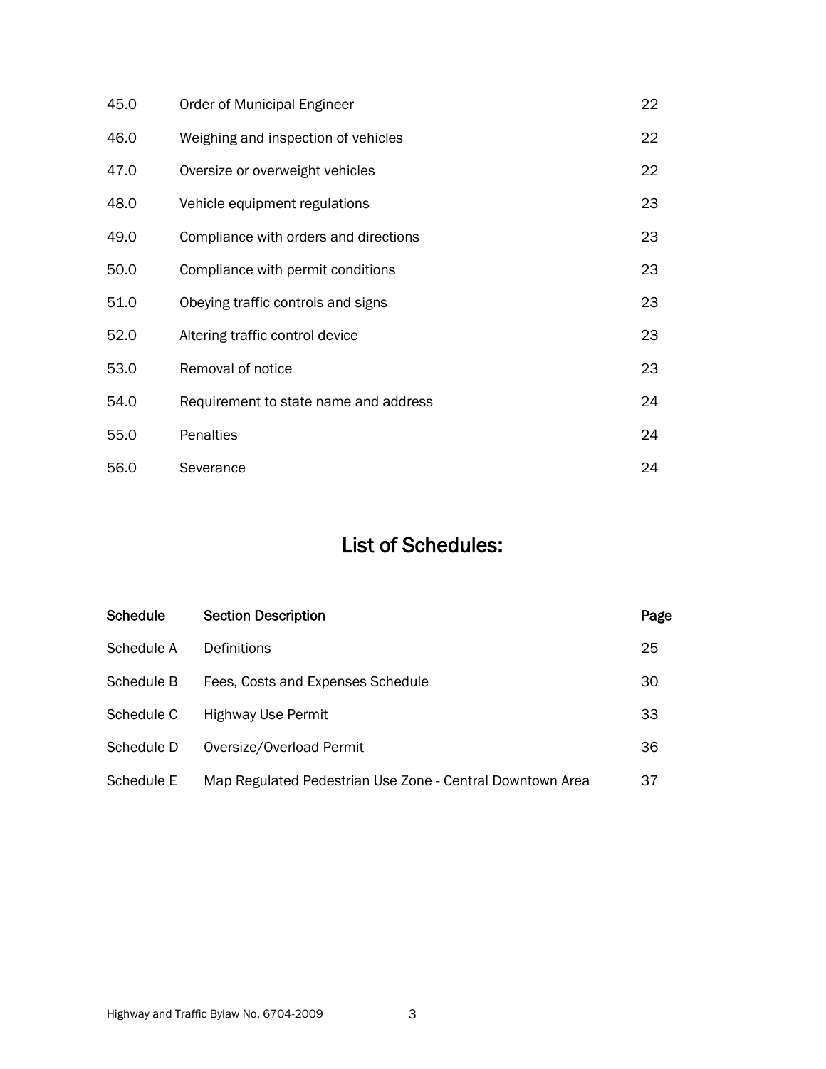| | | |
|---|---|---|
| 45.0 | Order of Municipal Engineer | 22 |
| 46.0 | Weighing and inspection of vehicles | 22 |
| 47.0 | Oversize or overweight vehicles | 22 |
| 48.0 | Vehicle equipment regulations | 23 |
| 49.0 | Compliance with orders and directions | 23 |
| 50.0 | Compliance with permit conditions | 23 |
| 51.0 | Obeying traffic controls and signs | 23 |
| 52.0 | Altering traffic control device | 23 |
| 53.0 | Removal of notice | 23 |
| 54.0 | Requirement to state name and address | 24 |
| 55.0 | Penalties | 24 |
| 56.0 | Severance | 24 |

## List of Schedules:

| Schedule | Section Description | Page |
|---|---|---|
| Schedule A | Definitions | 25 |
| Schedule B | Fees, Costs and Expenses Schedule | 30 |
| Schedule C | Highway Use Permit | 33 |
| Schedule D | Oversize/Overload Permit | 36 |
| Schedule E | Map Regulated Pedestrian Use Zone - Central Downtown Area | 37 |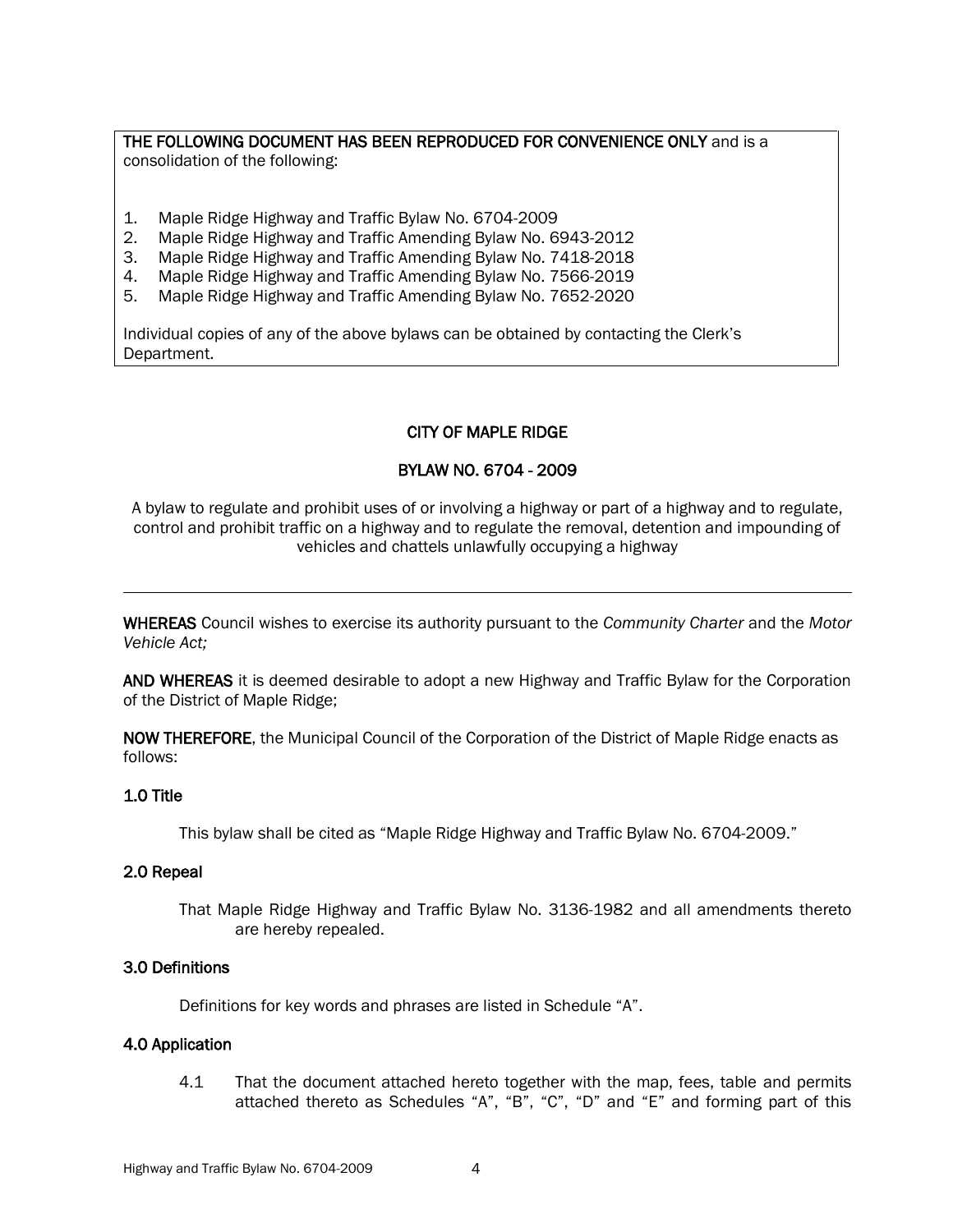**THE FOLLOWING DOCUMENT HAS BEEN REPRODUCED FOR CONVENIENCE ONLY** and is a consolidation of the following:

1. Maple Ridge Highway and Traffic Bylaw No. 6704-2009
2. Maple Ridge Highway and Traffic Amending Bylaw No. 6943-2012
3. Maple Ridge Highway and Traffic Amending Bylaw No. 7418-2018
4. Maple Ridge Highway and Traffic Amending Bylaw No. 7566-2019
5. Maple Ridge Highway and Traffic Amending Bylaw No. 7652-2020

Individual copies of any of the above bylaws can be obtained by contacting the Clerk's Department.

# CITY OF MAPLE RIDGE

## BYLAW NO. 6704 - 2009

A bylaw to regulate and prohibit uses of or involving a highway or part of a highway and to regulate, control and prohibit traffic on a highway and to regulate the removal, detention and impounding of vehicles and chattels unlawfully occupying a highway

---

**WHEREAS** Council wishes to exercise its authority pursuant to the *Community Charter* and the *Motor Vehicle Act;*

**AND WHEREAS** it is deemed desirable to adopt a new Highway and Traffic Bylaw for the Corporation of the District of Maple Ridge;

**NOW THEREFORE**, the Municipal Council of the Corporation of the District of Maple Ridge enacts as follows:

### 1.0 Title

This bylaw shall be cited as "Maple Ridge Highway and Traffic Bylaw No. 6704-2009."

### 2.0 Repeal

That Maple Ridge Highway and Traffic Bylaw No. 3136-1982 and all amendments thereto are hereby repealed.

### 3.0 Definitions

Definitions for key words and phrases are listed in Schedule "A".

### 4.0 Application

4.1 That the document attached hereto together with the map, fees, table and permits attached thereto as Schedules "A", "B", "C", "D" and "E" and forming part of this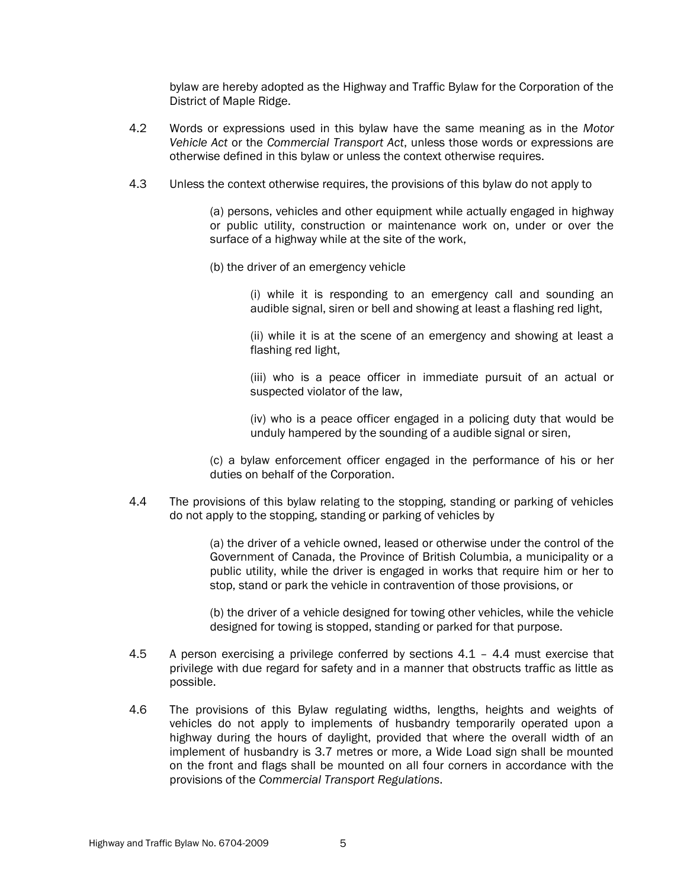bylaw are hereby adopted as the Highway and Traffic Bylaw for the Corporation of the District of Maple Ridge.

4.2 Words or expressions used in this bylaw have the same meaning as in the *Motor Vehicle Act* or the *Commercial Transport Act*, unless those words or expressions are otherwise defined in this bylaw or unless the context otherwise requires.

4.3 Unless the context otherwise requires, the provisions of this bylaw do not apply to

> (a) persons, vehicles and other equipment while actually engaged in highway or public utility, construction or maintenance work on, under or over the surface of a highway while at the site of the work,
>
> (b) the driver of an emergency vehicle
>
> > (i) while it is responding to an emergency call and sounding an audible signal, siren or bell and showing at least a flashing red light,
> >
> > (ii) while it is at the scene of an emergency and showing at least a flashing red light,
> >
> > (iii) who is a peace officer in immediate pursuit of an actual or suspected violator of the law,
> >
> > (iv) who is a peace officer engaged in a policing duty that would be unduly hampered by the sounding of a audible signal or siren,
>
> (c) a bylaw enforcement officer engaged in the performance of his or her duties on behalf of the Corporation.

4.4 The provisions of this bylaw relating to the stopping, standing or parking of vehicles do not apply to the stopping, standing or parking of vehicles by

> (a) the driver of a vehicle owned, leased or otherwise under the control of the Government of Canada, the Province of British Columbia, a municipality or a public utility, while the driver is engaged in works that require him or her to stop, stand or park the vehicle in contravention of those provisions, or
>
> (b) the driver of a vehicle designed for towing other vehicles, while the vehicle designed for towing is stopped, standing or parked for that purpose.

4.5 A person exercising a privilege conferred by sections 4.1 – 4.4 must exercise that privilege with due regard for safety and in a manner that obstructs traffic as little as possible.

4.6 The provisions of this Bylaw regulating widths, lengths, heights and weights of vehicles do not apply to implements of husbandry temporarily operated upon a highway during the hours of daylight, provided that where the overall width of an implement of husbandry is 3.7 metres or more, a Wide Load sign shall be mounted on the front and flags shall be mounted on all four corners in accordance with the provisions of the *Commercial Transport Regulations*.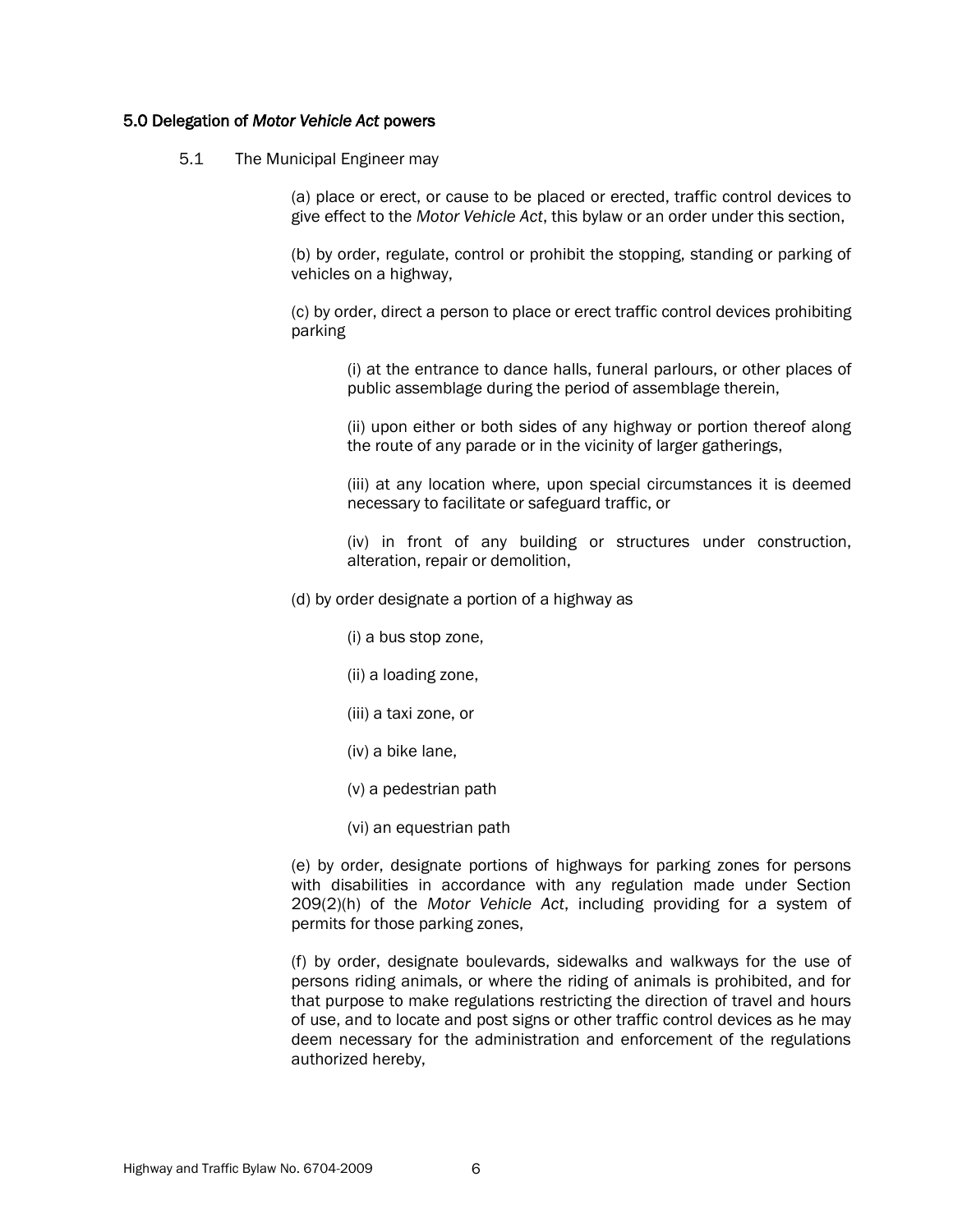### 5.0 Delegation of *Motor Vehicle Act* powers

5.1 The Municipal Engineer may

(a) place or erect, or cause to be placed or erected, traffic control devices to give effect to the *Motor Vehicle Act*, this bylaw or an order under this section,

(b) by order, regulate, control or prohibit the stopping, standing or parking of vehicles on a highway,

(c) by order, direct a person to place or erect traffic control devices prohibiting parking

(i) at the entrance to dance halls, funeral parlours, or other places of public assemblage during the period of assemblage therein,

(ii) upon either or both sides of any highway or portion thereof along the route of any parade or in the vicinity of larger gatherings,

(iii) at any location where, upon special circumstances it is deemed necessary to facilitate or safeguard traffic, or

(iv) in front of any building or structures under construction, alteration, repair or demolition,

(d) by order designate a portion of a highway as

(i) a bus stop zone,

(ii) a loading zone,

(iii) a taxi zone, or

(iv) a bike lane,

(v) a pedestrian path

(vi) an equestrian path

(e) by order, designate portions of highways for parking zones for persons with disabilities in accordance with any regulation made under Section 209(2)(h) of the *Motor Vehicle Act*, including providing for a system of permits for those parking zones,

(f) by order, designate boulevards, sidewalks and walkways for the use of persons riding animals, or where the riding of animals is prohibited, and for that purpose to make regulations restricting the direction of travel and hours of use, and to locate and post signs or other traffic control devices as he may deem necessary for the administration and enforcement of the regulations authorized hereby,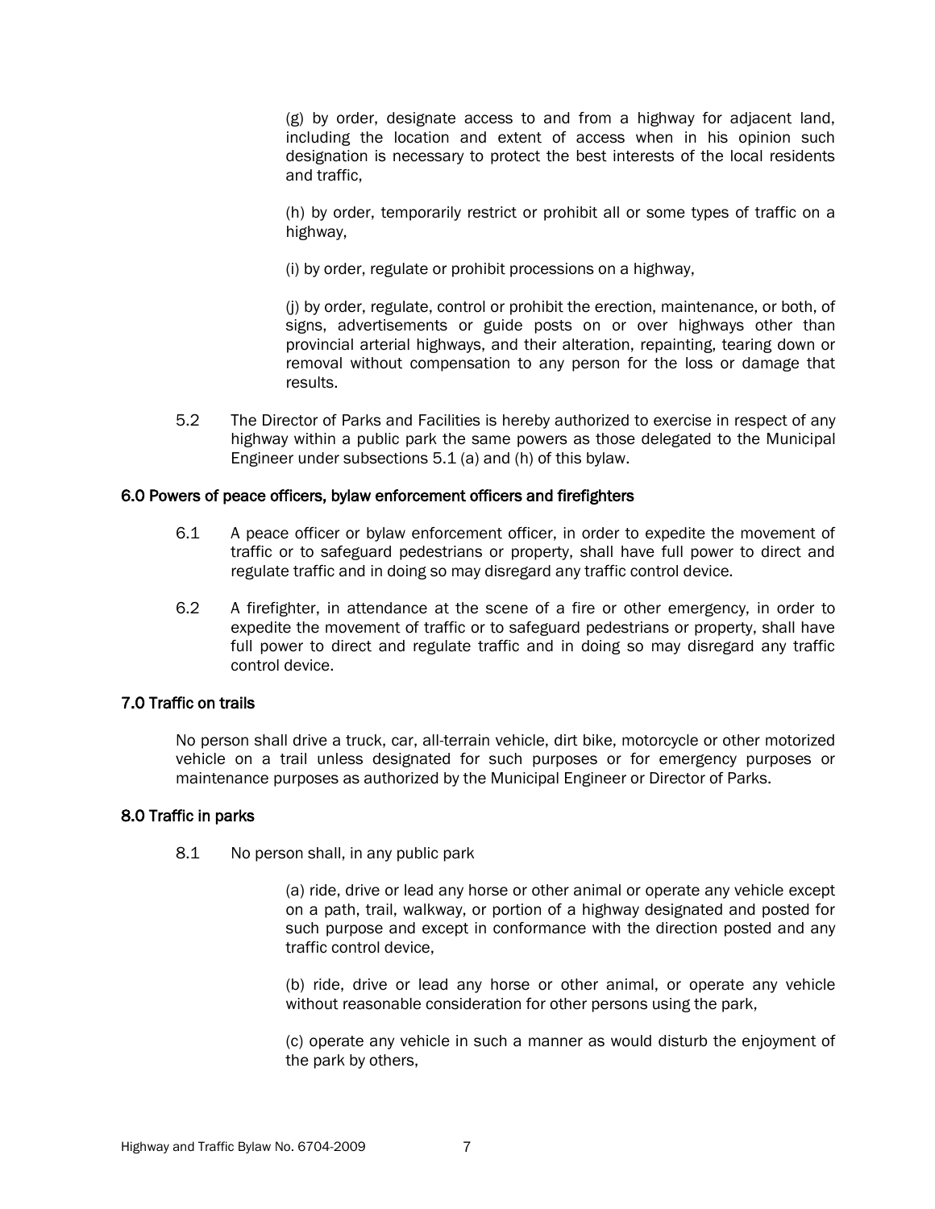(g) by order, designate access to and from a highway for adjacent land, including the location and extent of access when in his opinion such designation is necessary to protect the best interests of the local residents and traffic,

(h) by order, temporarily restrict or prohibit all or some types of traffic on a highway,

(i) by order, regulate or prohibit processions on a highway,

(j) by order, regulate, control or prohibit the erection, maintenance, or both, of signs, advertisements or guide posts on or over highways other than provincial arterial highways, and their alteration, repainting, tearing down or removal without compensation to any person for the loss or damage that results.

5.2 The Director of Parks and Facilities is hereby authorized to exercise in respect of any highway within a public park the same powers as those delegated to the Municipal Engineer under subsections 5.1 (a) and (h) of this bylaw.

## 6.0 Powers of peace officers, bylaw enforcement officers and firefighters

6.1 A peace officer or bylaw enforcement officer, in order to expedite the movement of traffic or to safeguard pedestrians or property, shall have full power to direct and regulate traffic and in doing so may disregard any traffic control device.

6.2 A firefighter, in attendance at the scene of a fire or other emergency, in order to expedite the movement of traffic or to safeguard pedestrians or property, shall have full power to direct and regulate traffic and in doing so may disregard any traffic control device.

## 7.0 Traffic on trails

No person shall drive a truck, car, all-terrain vehicle, dirt bike, motorcycle or other motorized vehicle on a trail unless designated for such purposes or for emergency purposes or maintenance purposes as authorized by the Municipal Engineer or Director of Parks.

## 8.0 Traffic in parks

8.1 No person shall, in any public park

(a) ride, drive or lead any horse or other animal or operate any vehicle except on a path, trail, walkway, or portion of a highway designated and posted for such purpose and except in conformance with the direction posted and any traffic control device,

(b) ride, drive or lead any horse or other animal, or operate any vehicle without reasonable consideration for other persons using the park,

(c) operate any vehicle in such a manner as would disturb the enjoyment of the park by others,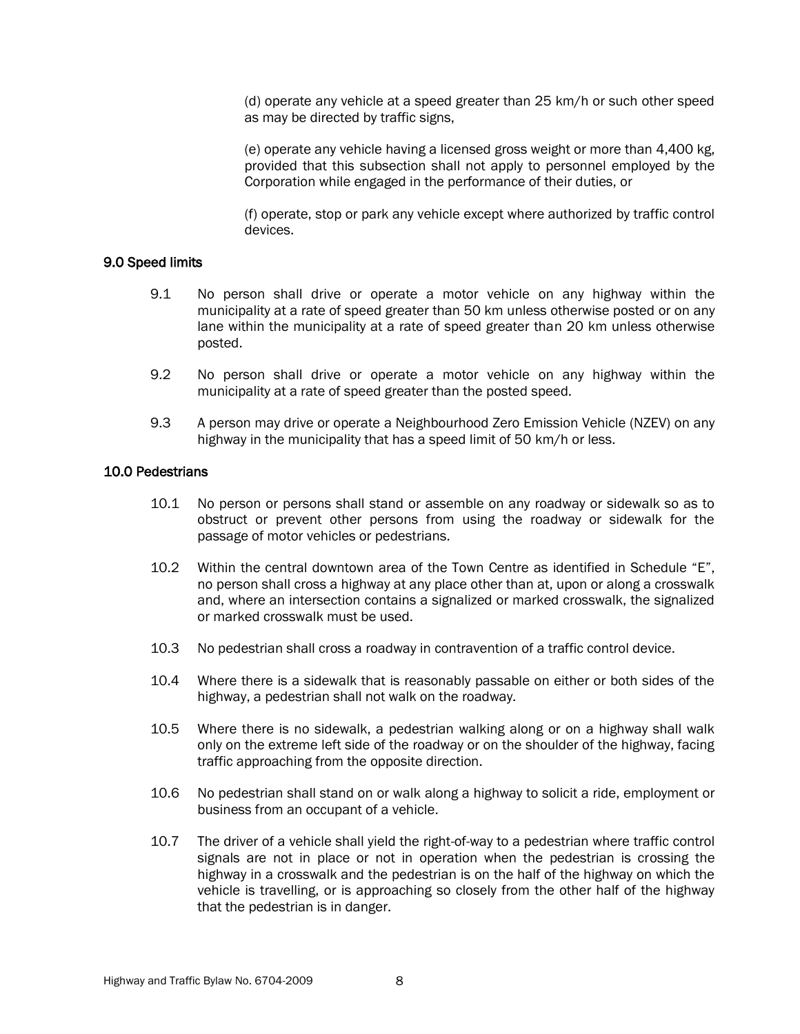(d) operate any vehicle at a speed greater than 25 km/h or such other speed as may be directed by traffic signs,

(e) operate any vehicle having a licensed gross weight or more than 4,400 kg, provided that this subsection shall not apply to personnel employed by the Corporation while engaged in the performance of their duties, or

(f) operate, stop or park any vehicle except where authorized by traffic control devices.

### 9.0 Speed limits

9.1 No person shall drive or operate a motor vehicle on any highway within the municipality at a rate of speed greater than 50 km unless otherwise posted or on any lane within the municipality at a rate of speed greater than 20 km unless otherwise posted.

9.2 No person shall drive or operate a motor vehicle on any highway within the municipality at a rate of speed greater than the posted speed.

9.3 A person may drive or operate a Neighbourhood Zero Emission Vehicle (NZEV) on any highway in the municipality that has a speed limit of 50 km/h or less.

### 10.0 Pedestrians

10.1 No person or persons shall stand or assemble on any roadway or sidewalk so as to obstruct or prevent other persons from using the roadway or sidewalk for the passage of motor vehicles or pedestrians.

10.2 Within the central downtown area of the Town Centre as identified in Schedule "E", no person shall cross a highway at any place other than at, upon or along a crosswalk and, where an intersection contains a signalized or marked crosswalk, the signalized or marked crosswalk must be used.

10.3 No pedestrian shall cross a roadway in contravention of a traffic control device.

10.4 Where there is a sidewalk that is reasonably passable on either or both sides of the highway, a pedestrian shall not walk on the roadway.

10.5 Where there is no sidewalk, a pedestrian walking along or on a highway shall walk only on the extreme left side of the roadway or on the shoulder of the highway, facing traffic approaching from the opposite direction.

10.6 No pedestrian shall stand on or walk along a highway to solicit a ride, employment or business from an occupant of a vehicle.

10.7 The driver of a vehicle shall yield the right-of-way to a pedestrian where traffic control signals are not in place or not in operation when the pedestrian is crossing the highway in a crosswalk and the pedestrian is on the half of the highway on which the vehicle is travelling, or is approaching so closely from the other half of the highway that the pedestrian is in danger.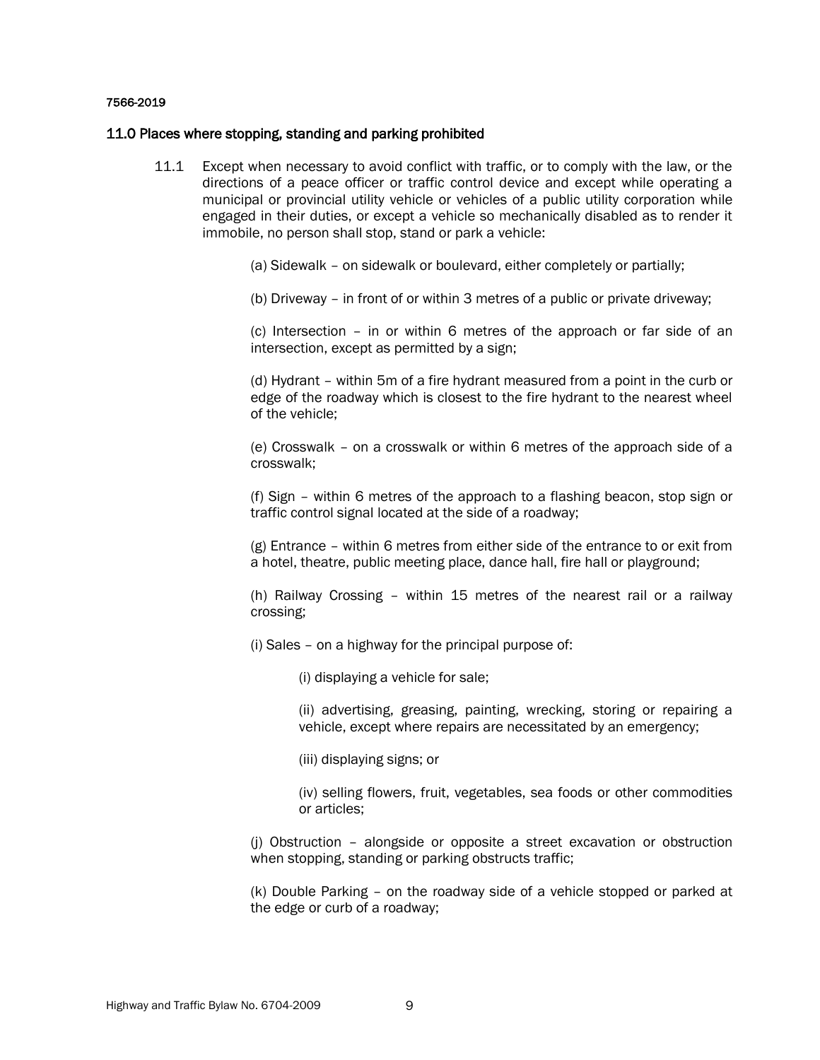7566-2019

## 11.0 Places where stopping, standing and parking prohibited

11.1 Except when necessary to avoid conflict with traffic, or to comply with the law, or the directions of a peace officer or traffic control device and except while operating a municipal or provincial utility vehicle or vehicles of a public utility corporation while engaged in their duties, or except a vehicle so mechanically disabled as to render it immobile, no person shall stop, stand or park a vehicle:

(a) Sidewalk – on sidewalk or boulevard, either completely or partially;

(b) Driveway – in front of or within 3 metres of a public or private driveway;

(c) Intersection – in or within 6 metres of the approach or far side of an intersection, except as permitted by a sign;

(d) Hydrant – within 5m of a fire hydrant measured from a point in the curb or edge of the roadway which is closest to the fire hydrant to the nearest wheel of the vehicle;

(e) Crosswalk – on a crosswalk or within 6 metres of the approach side of a crosswalk;

(f) Sign – within 6 metres of the approach to a flashing beacon, stop sign or traffic control signal located at the side of a roadway;

(g) Entrance – within 6 metres from either side of the entrance to or exit from a hotel, theatre, public meeting place, dance hall, fire hall or playground;

(h) Railway Crossing – within 15 metres of the nearest rail or a railway crossing;

(i) Sales – on a highway for the principal purpose of:

(i) displaying a vehicle for sale;

(ii) advertising, greasing, painting, wrecking, storing or repairing a vehicle, except where repairs are necessitated by an emergency;

(iii) displaying signs; or

(iv) selling flowers, fruit, vegetables, sea foods or other commodities or articles;

(j) Obstruction – alongside or opposite a street excavation or obstruction when stopping, standing or parking obstructs traffic;

(k) Double Parking – on the roadway side of a vehicle stopped or parked at the edge or curb of a roadway;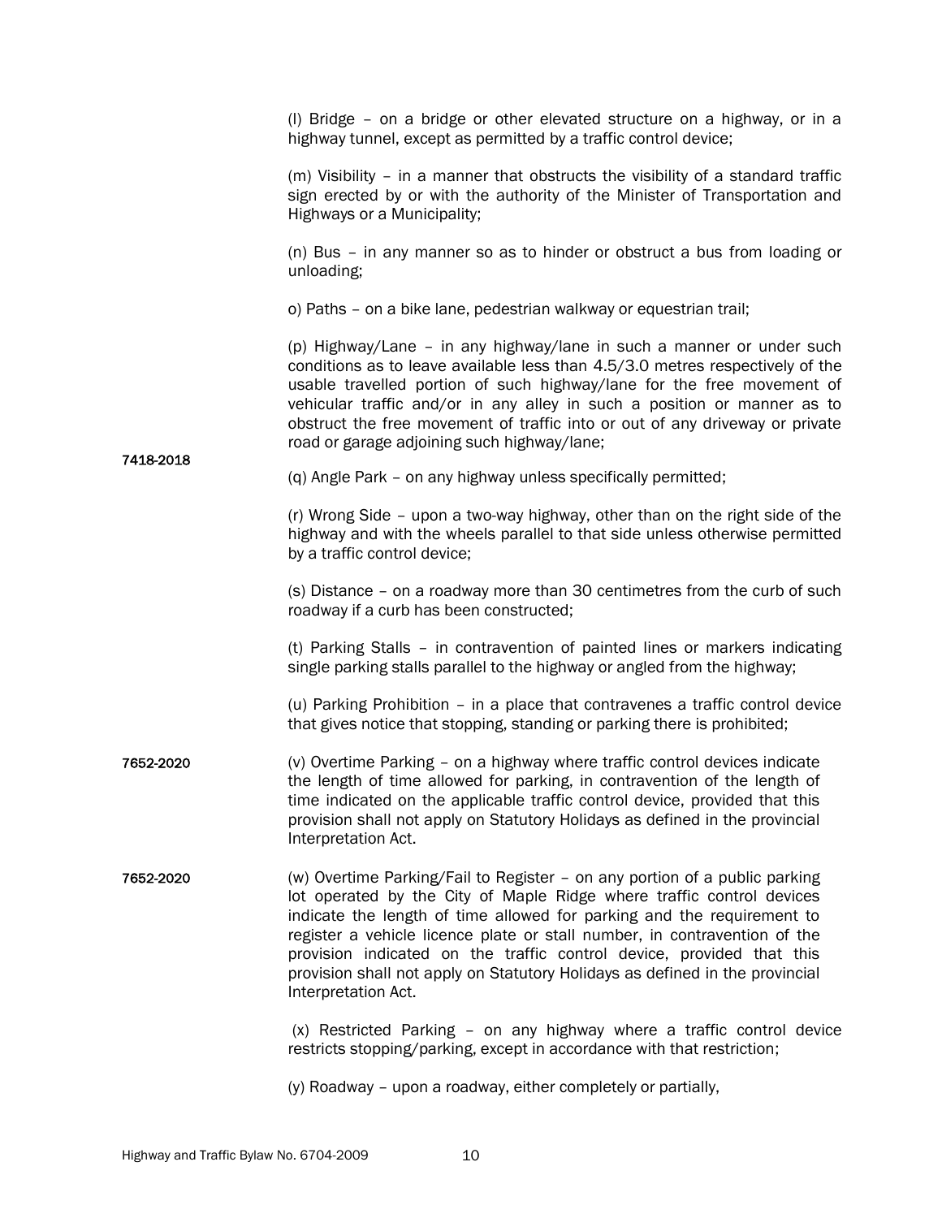(l) Bridge – on a bridge or other elevated structure on a highway, or in a highway tunnel, except as permitted by a traffic control device;

(m) Visibility – in a manner that obstructs the visibility of a standard traffic sign erected by or with the authority of the Minister of Transportation and Highways or a Municipality;

(n) Bus – in any manner so as to hinder or obstruct a bus from loading or unloading;

o) Paths – on a bike lane, pedestrian walkway or equestrian trail;

(p) Highway/Lane – in any highway/lane in such a manner or under such conditions as to leave available less than 4.5/3.0 metres respectively of the usable travelled portion of such highway/lane for the free movement of vehicular traffic and/or in any alley in such a position or manner as to obstruct the free movement of traffic into or out of any driveway or private road or garage adjoining such highway/lane;

7418-2018

(q) Angle Park – on any highway unless specifically permitted;

(r) Wrong Side – upon a two-way highway, other than on the right side of the highway and with the wheels parallel to that side unless otherwise permitted by a traffic control device;

(s) Distance – on a roadway more than 30 centimetres from the curb of such roadway if a curb has been constructed;

(t) Parking Stalls – in contravention of painted lines or markers indicating single parking stalls parallel to the highway or angled from the highway;

(u) Parking Prohibition – in a place that contravenes a traffic control device that gives notice that stopping, standing or parking there is prohibited;

7652-2020

(v) Overtime Parking – on a highway where traffic control devices indicate the length of time allowed for parking, in contravention of the length of time indicated on the applicable traffic control device, provided that this provision shall not apply on Statutory Holidays as defined in the provincial Interpretation Act.

7652-2020

(w) Overtime Parking/Fail to Register – on any portion of a public parking lot operated by the City of Maple Ridge where traffic control devices indicate the length of time allowed for parking and the requirement to register a vehicle licence plate or stall number, in contravention of the provision indicated on the traffic control device, provided that this provision shall not apply on Statutory Holidays as defined in the provincial Interpretation Act.

(x) Restricted Parking – on any highway where a traffic control device restricts stopping/parking, except in accordance with that restriction;

(y) Roadway – upon a roadway, either completely or partially,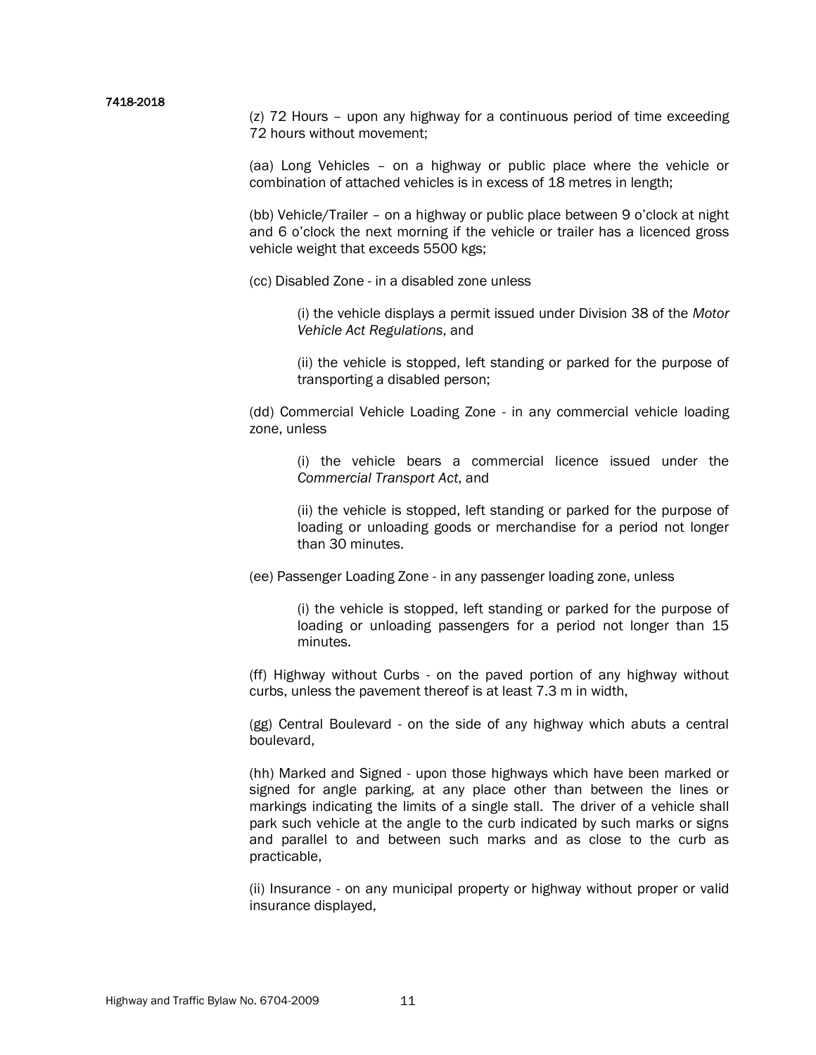7418-2018

(z) 72 Hours – upon any highway for a continuous period of time exceeding 72 hours without movement;

(aa) Long Vehicles – on a highway or public place where the vehicle or combination of attached vehicles is in excess of 18 metres in length;

(bb) Vehicle/Trailer – on a highway or public place between 9 o'clock at night and 6 o'clock the next morning if the vehicle or trailer has a licenced gross vehicle weight that exceeds 5500 kgs;

(cc) Disabled Zone - in a disabled zone unless

> (i) the vehicle displays a permit issued under Division 38 of the *Motor Vehicle Act Regulations*, and
>
> (ii) the vehicle is stopped, left standing or parked for the purpose of transporting a disabled person;

(dd) Commercial Vehicle Loading Zone - in any commercial vehicle loading zone, unless

> (i) the vehicle bears a commercial licence issued under the *Commercial Transport Act*, and
>
> (ii) the vehicle is stopped, left standing or parked for the purpose of loading or unloading goods or merchandise for a period not longer than 30 minutes.

(ee) Passenger Loading Zone - in any passenger loading zone, unless

> (i) the vehicle is stopped, left standing or parked for the purpose of loading or unloading passengers for a period not longer than 15 minutes.

(ff) Highway without Curbs - on the paved portion of any highway without curbs, unless the pavement thereof is at least 7.3 m in width,

(gg) Central Boulevard - on the side of any highway which abuts a central boulevard,

(hh) Marked and Signed - upon those highways which have been marked or signed for angle parking, at any place other than between the lines or markings indicating the limits of a single stall. The driver of a vehicle shall park such vehicle at the angle to the curb indicated by such marks or signs and parallel to and between such marks and as close to the curb as practicable,

(ii) Insurance - on any municipal property or highway without proper or valid insurance displayed,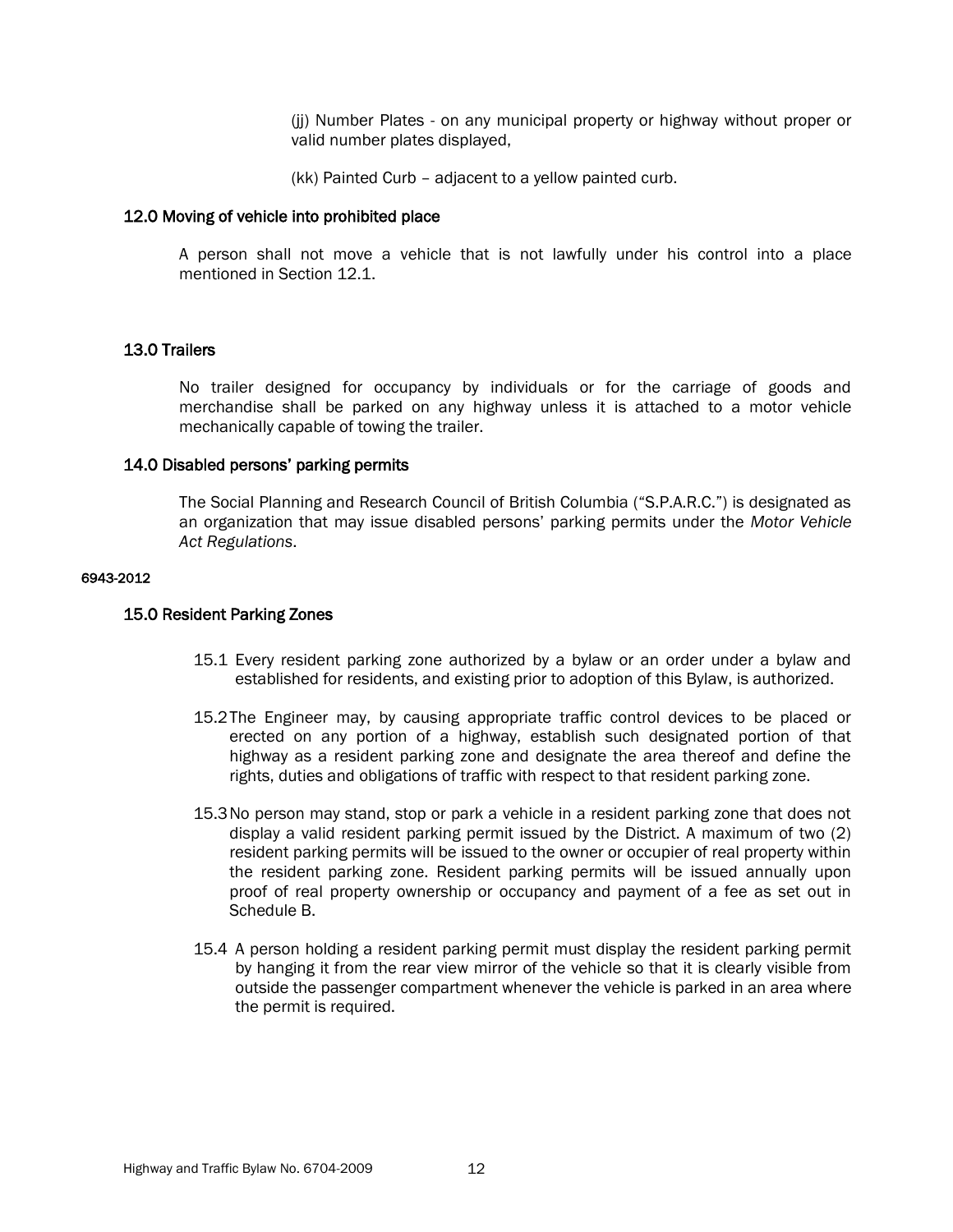(jj) Number Plates - on any municipal property or highway without proper or valid number plates displayed,

(kk) Painted Curb – adjacent to a yellow painted curb.

### 12.0 Moving of vehicle into prohibited place

A person shall not move a vehicle that is not lawfully under his control into a place mentioned in Section 12.1.

### 13.0 Trailers

No trailer designed for occupancy by individuals or for the carriage of goods and merchandise shall be parked on any highway unless it is attached to a motor vehicle mechanically capable of towing the trailer.

### 14.0 Disabled persons' parking permits

The Social Planning and Research Council of British Columbia ("S.P.A.R.C.") is designated as an organization that may issue disabled persons' parking permits under the *Motor Vehicle Act Regulations*.

6943-2012

### 15.0 Resident Parking Zones

15.1 Every resident parking zone authorized by a bylaw or an order under a bylaw and established for residents, and existing prior to adoption of this Bylaw, is authorized.

15.2 The Engineer may, by causing appropriate traffic control devices to be placed or erected on any portion of a highway, establish such designated portion of that highway as a resident parking zone and designate the area thereof and define the rights, duties and obligations of traffic with respect to that resident parking zone.

15.3 No person may stand, stop or park a vehicle in a resident parking zone that does not display a valid resident parking permit issued by the District. A maximum of two (2) resident parking permits will be issued to the owner or occupier of real property within the resident parking zone. Resident parking permits will be issued annually upon proof of real property ownership or occupancy and payment of a fee as set out in Schedule B.

15.4 A person holding a resident parking permit must display the resident parking permit by hanging it from the rear view mirror of the vehicle so that it is clearly visible from outside the passenger compartment whenever the vehicle is parked in an area where the permit is required.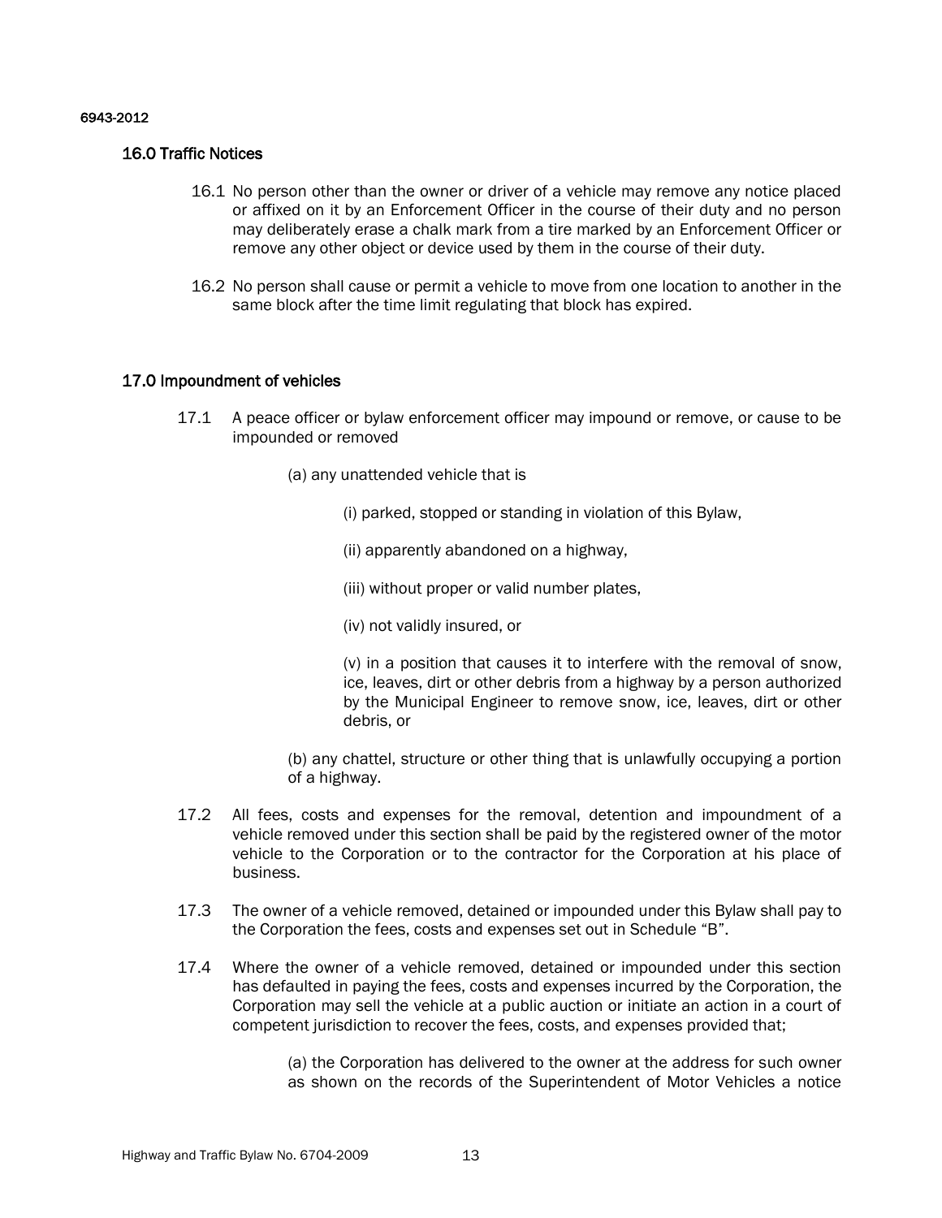## 16.0 Traffic Notices

16.1 No person other than the owner or driver of a vehicle may remove any notice placed or affixed on it by an Enforcement Officer in the course of their duty and no person may deliberately erase a chalk mark from a tire marked by an Enforcement Officer or remove any other object or device used by them in the course of their duty.

16.2 No person shall cause or permit a vehicle to move from one location to another in the same block after the time limit regulating that block has expired.

## 17.0 Impoundment of vehicles

17.1 A peace officer or bylaw enforcement officer may impound or remove, or cause to be impounded or removed

(a) any unattended vehicle that is

(i) parked, stopped or standing in violation of this Bylaw,

(ii) apparently abandoned on a highway,

(iii) without proper or valid number plates,

(iv) not validly insured, or

(v) in a position that causes it to interfere with the removal of snow, ice, leaves, dirt or other debris from a highway by a person authorized by the Municipal Engineer to remove snow, ice, leaves, dirt or other debris, or

(b) any chattel, structure or other thing that is unlawfully occupying a portion of a highway.

17.2 All fees, costs and expenses for the removal, detention and impoundment of a vehicle removed under this section shall be paid by the registered owner of the motor vehicle to the Corporation or to the contractor for the Corporation at his place of business.

17.3 The owner of a vehicle removed, detained or impounded under this Bylaw shall pay to the Corporation the fees, costs and expenses set out in Schedule "B".

17.4 Where the owner of a vehicle removed, detained or impounded under this section has defaulted in paying the fees, costs and expenses incurred by the Corporation, the Corporation may sell the vehicle at a public auction or initiate an action in a court of competent jurisdiction to recover the fees, costs, and expenses provided that;

(a) the Corporation has delivered to the owner at the address for such owner as shown on the records of the Superintendent of Motor Vehicles a notice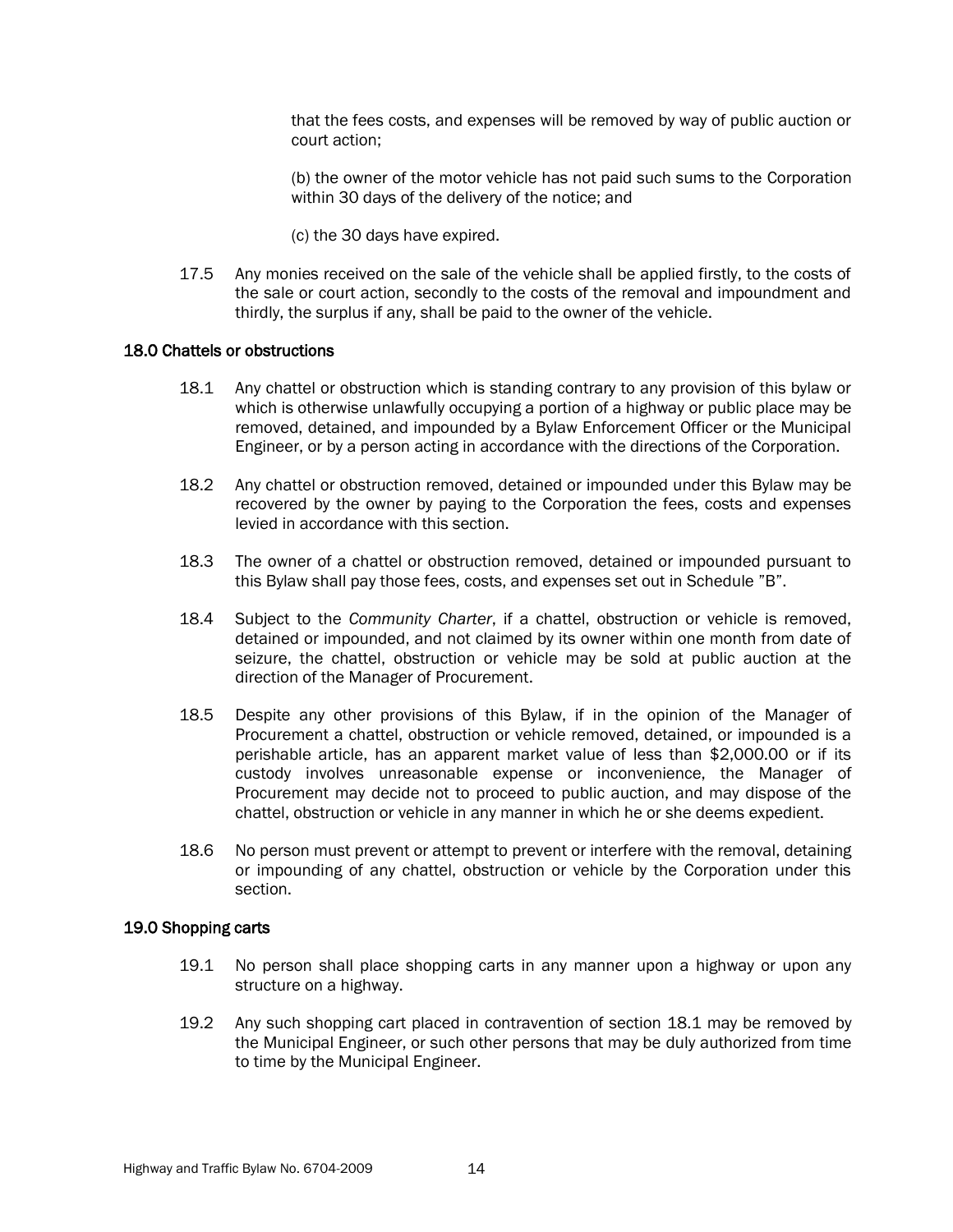that the fees costs, and expenses will be removed by way of public auction or court action;

(b) the owner of the motor vehicle has not paid such sums to the Corporation within 30 days of the delivery of the notice; and

(c) the 30 days have expired.

17.5 Any monies received on the sale of the vehicle shall be applied firstly, to the costs of the sale or court action, secondly to the costs of the removal and impoundment and thirdly, the surplus if any, shall be paid to the owner of the vehicle.

### 18.0 Chattels or obstructions

18.1 Any chattel or obstruction which is standing contrary to any provision of this bylaw or which is otherwise unlawfully occupying a portion of a highway or public place may be removed, detained, and impounded by a Bylaw Enforcement Officer or the Municipal Engineer, or by a person acting in accordance with the directions of the Corporation.

18.2 Any chattel or obstruction removed, detained or impounded under this Bylaw may be recovered by the owner by paying to the Corporation the fees, costs and expenses levied in accordance with this section.

18.3 The owner of a chattel or obstruction removed, detained or impounded pursuant to this Bylaw shall pay those fees, costs, and expenses set out in Schedule "B".

18.4 Subject to the *Community Charter*, if a chattel, obstruction or vehicle is removed, detained or impounded, and not claimed by its owner within one month from date of seizure, the chattel, obstruction or vehicle may be sold at public auction at the direction of the Manager of Procurement.

18.5 Despite any other provisions of this Bylaw, if in the opinion of the Manager of Procurement a chattel, obstruction or vehicle removed, detained, or impounded is a perishable article, has an apparent market value of less than $2,000.00 or if its custody involves unreasonable expense or inconvenience, the Manager of Procurement may decide not to proceed to public auction, and may dispose of the chattel, obstruction or vehicle in any manner in which he or she deems expedient.

18.6 No person must prevent or attempt to prevent or interfere with the removal, detaining or impounding of any chattel, obstruction or vehicle by the Corporation under this section.

### 19.0 Shopping carts

19.1 No person shall place shopping carts in any manner upon a highway or upon any structure on a highway.

19.2 Any such shopping cart placed in contravention of section 18.1 may be removed by the Municipal Engineer, or such other persons that may be duly authorized from time to time by the Municipal Engineer.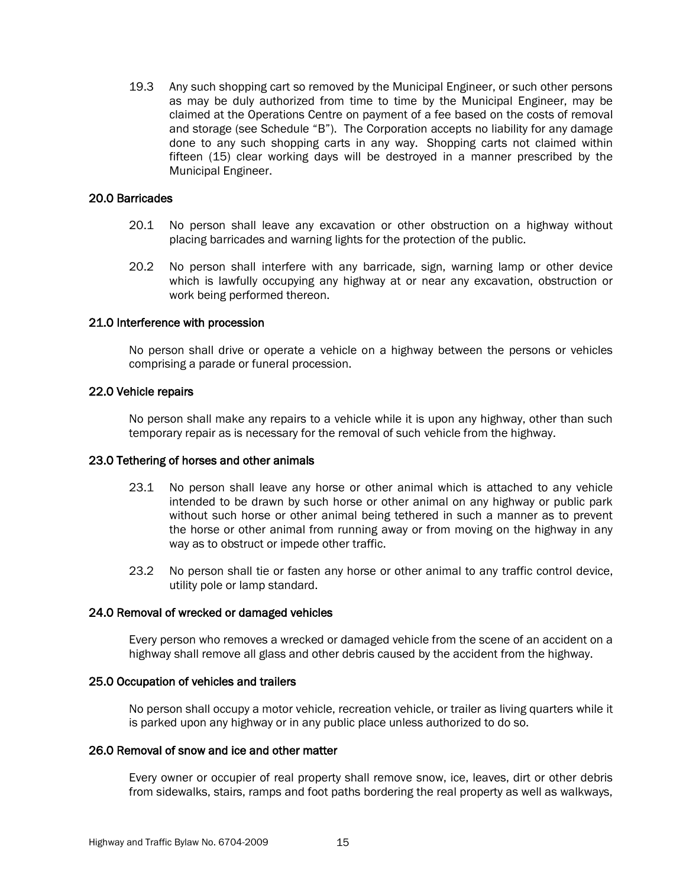19.3 Any such shopping cart so removed by the Municipal Engineer, or such other persons as may be duly authorized from time to time by the Municipal Engineer, may be claimed at the Operations Centre on payment of a fee based on the costs of removal and storage (see Schedule "B"). The Corporation accepts no liability for any damage done to any such shopping carts in any way. Shopping carts not claimed within fifteen (15) clear working days will be destroyed in a manner prescribed by the Municipal Engineer.

### 20.0 Barricades

20.1 No person shall leave any excavation or other obstruction on a highway without placing barricades and warning lights for the protection of the public.

20.2 No person shall interfere with any barricade, sign, warning lamp or other device which is lawfully occupying any highway at or near any excavation, obstruction or work being performed thereon.

### 21.0 Interference with procession

No person shall drive or operate a vehicle on a highway between the persons or vehicles comprising a parade or funeral procession.

### 22.0 Vehicle repairs

No person shall make any repairs to a vehicle while it is upon any highway, other than such temporary repair as is necessary for the removal of such vehicle from the highway.

### 23.0 Tethering of horses and other animals

23.1 No person shall leave any horse or other animal which is attached to any vehicle intended to be drawn by such horse or other animal on any highway or public park without such horse or other animal being tethered in such a manner as to prevent the horse or other animal from running away or from moving on the highway in any way as to obstruct or impede other traffic.

23.2 No person shall tie or fasten any horse or other animal to any traffic control device, utility pole or lamp standard.

### 24.0 Removal of wrecked or damaged vehicles

Every person who removes a wrecked or damaged vehicle from the scene of an accident on a highway shall remove all glass and other debris caused by the accident from the highway.

### 25.0 Occupation of vehicles and trailers

No person shall occupy a motor vehicle, recreation vehicle, or trailer as living quarters while it is parked upon any highway or in any public place unless authorized to do so.

### 26.0 Removal of snow and ice and other matter

Every owner or occupier of real property shall remove snow, ice, leaves, dirt or other debris from sidewalks, stairs, ramps and foot paths bordering the real property as well as walkways,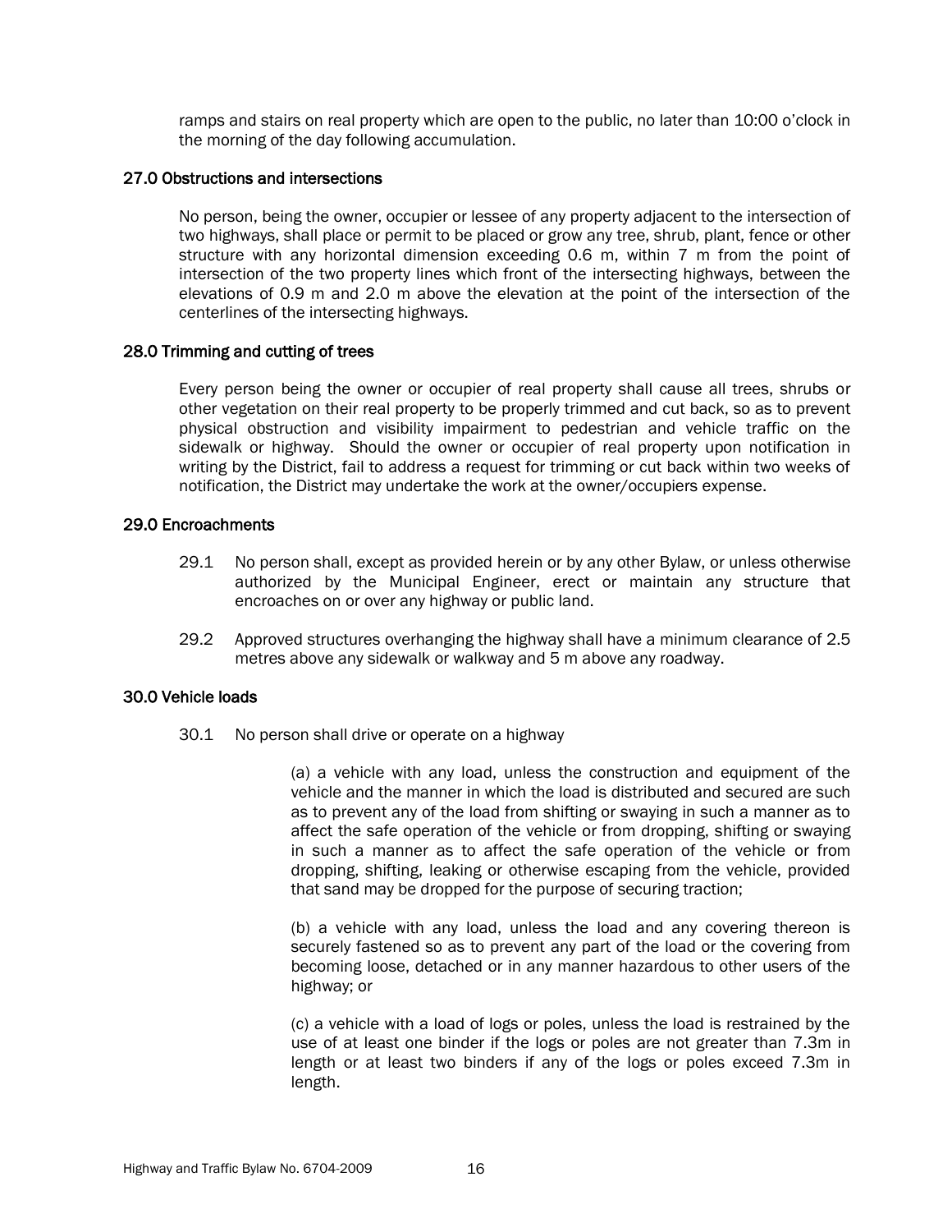ramps and stairs on real property which are open to the public, no later than 10:00 o'clock in the morning of the day following accumulation.

### 27.0 Obstructions and intersections

No person, being the owner, occupier or lessee of any property adjacent to the intersection of two highways, shall place or permit to be placed or grow any tree, shrub, plant, fence or other structure with any horizontal dimension exceeding 0.6 m, within 7 m from the point of intersection of the two property lines which front of the intersecting highways, between the elevations of 0.9 m and 2.0 m above the elevation at the point of the intersection of the centerlines of the intersecting highways.

### 28.0 Trimming and cutting of trees

Every person being the owner or occupier of real property shall cause all trees, shrubs or other vegetation on their real property to be properly trimmed and cut back, so as to prevent physical obstruction and visibility impairment to pedestrian and vehicle traffic on the sidewalk or highway. Should the owner or occupier of real property upon notification in writing by the District, fail to address a request for trimming or cut back within two weeks of notification, the District may undertake the work at the owner/occupiers expense.

### 29.0 Encroachments

29.1 No person shall, except as provided herein or by any other Bylaw, or unless otherwise authorized by the Municipal Engineer, erect or maintain any structure that encroaches on or over any highway or public land.

29.2 Approved structures overhanging the highway shall have a minimum clearance of 2.5 metres above any sidewalk or walkway and 5 m above any roadway.

### 30.0 Vehicle loads

30.1 No person shall drive or operate on a highway

(a) a vehicle with any load, unless the construction and equipment of the vehicle and the manner in which the load is distributed and secured are such as to prevent any of the load from shifting or swaying in such a manner as to affect the safe operation of the vehicle or from dropping, shifting or swaying in such a manner as to affect the safe operation of the vehicle or from dropping, shifting, leaking or otherwise escaping from the vehicle, provided that sand may be dropped for the purpose of securing traction;

(b) a vehicle with any load, unless the load and any covering thereon is securely fastened so as to prevent any part of the load or the covering from becoming loose, detached or in any manner hazardous to other users of the highway; or

(c) a vehicle with a load of logs or poles, unless the load is restrained by the use of at least one binder if the logs or poles are not greater than 7.3m in length or at least two binders if any of the logs or poles exceed 7.3m in length.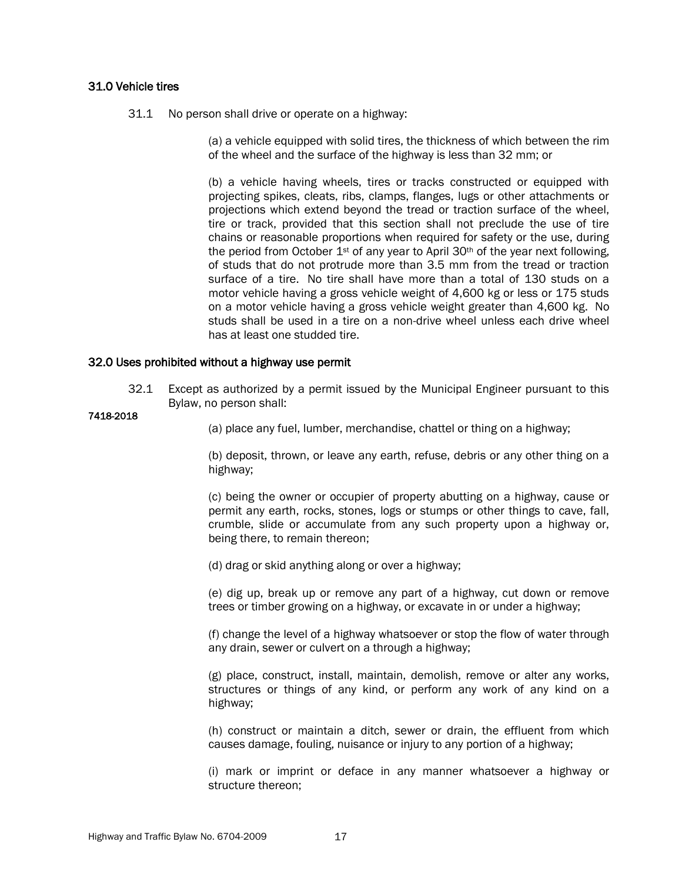## 31.0 Vehicle tires

31.1 No person shall drive or operate on a highway:

(a) a vehicle equipped with solid tires, the thickness of which between the rim of the wheel and the surface of the highway is less than 32 mm; or

(b) a vehicle having wheels, tires or tracks constructed or equipped with projecting spikes, cleats, ribs, clamps, flanges, lugs or other attachments or projections which extend beyond the tread or traction surface of the wheel, tire or track, provided that this section shall not preclude the use of tire chains or reasonable proportions when required for safety or the use, during the period from October 1st of any year to April 30th of the year next following, of studs that do not protrude more than 3.5 mm from the tread or traction surface of a tire. No tire shall have more than a total of 130 studs on a motor vehicle having a gross vehicle weight of 4,600 kg or less or 175 studs on a motor vehicle having a gross vehicle weight greater than 4,600 kg. No studs shall be used in a tire on a non-drive wheel unless each drive wheel has at least one studded tire.

## 32.0 Uses prohibited without a highway use permit

32.1 Except as authorized by a permit issued by the Municipal Engineer pursuant to this Bylaw, no person shall:

7418-2018

(a) place any fuel, lumber, merchandise, chattel or thing on a highway;

(b) deposit, thrown, or leave any earth, refuse, debris or any other thing on a highway;

(c) being the owner or occupier of property abutting on a highway, cause or permit any earth, rocks, stones, logs or stumps or other things to cave, fall, crumble, slide or accumulate from any such property upon a highway or, being there, to remain thereon;

(d) drag or skid anything along or over a highway;

(e) dig up, break up or remove any part of a highway, cut down or remove trees or timber growing on a highway, or excavate in or under a highway;

(f) change the level of a highway whatsoever or stop the flow of water through any drain, sewer or culvert on a through a highway;

(g) place, construct, install, maintain, demolish, remove or alter any works, structures or things of any kind, or perform any work of any kind on a highway;

(h) construct or maintain a ditch, sewer or drain, the effluent from which causes damage, fouling, nuisance or injury to any portion of a highway;

(i) mark or imprint or deface in any manner whatsoever a highway or structure thereon;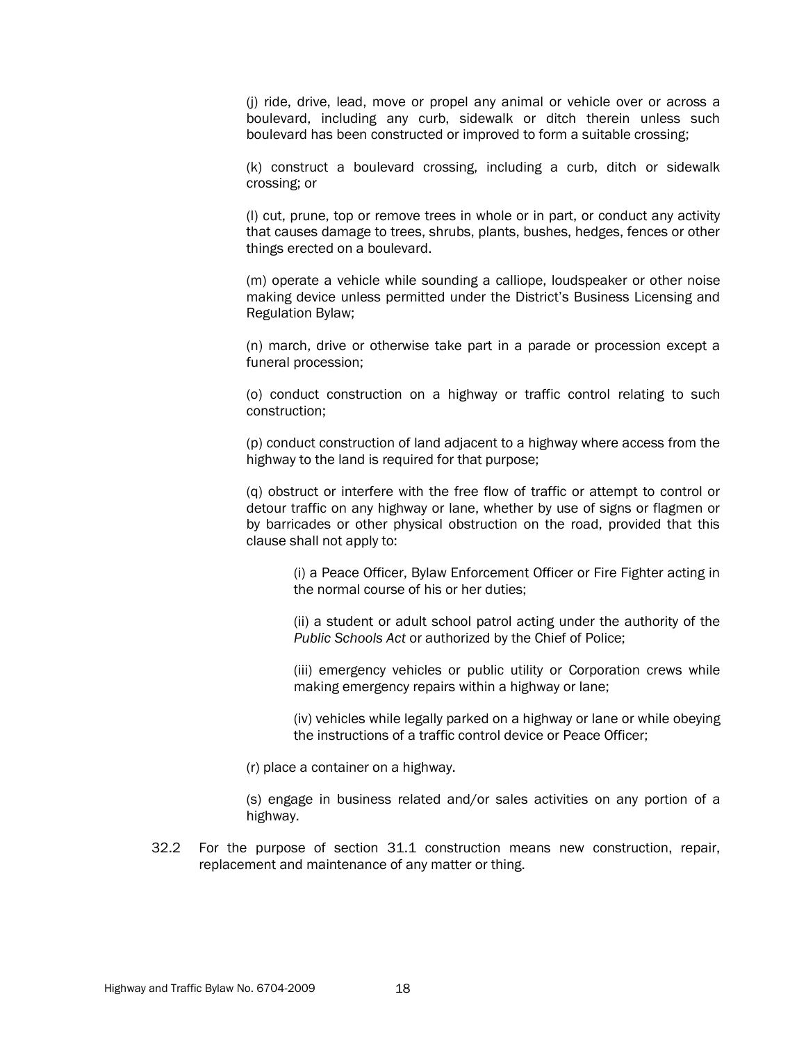(j) ride, drive, lead, move or propel any animal or vehicle over or across a boulevard, including any curb, sidewalk or ditch therein unless such boulevard has been constructed or improved to form a suitable crossing;

(k) construct a boulevard crossing, including a curb, ditch or sidewalk crossing; or

(l) cut, prune, top or remove trees in whole or in part, or conduct any activity that causes damage to trees, shrubs, plants, bushes, hedges, fences or other things erected on a boulevard.

(m) operate a vehicle while sounding a calliope, loudspeaker or other noise making device unless permitted under the District's Business Licensing and Regulation Bylaw;

(n) march, drive or otherwise take part in a parade or procession except a funeral procession;

(o) conduct construction on a highway or traffic control relating to such construction;

(p) conduct construction of land adjacent to a highway where access from the highway to the land is required for that purpose;

(q) obstruct or interfere with the free flow of traffic or attempt to control or detour traffic on any highway or lane, whether by use of signs or flagmen or by barricades or other physical obstruction on the road, provided that this clause shall not apply to:

> (i) a Peace Officer, Bylaw Enforcement Officer or Fire Fighter acting in the normal course of his or her duties;
>
> (ii) a student or adult school patrol acting under the authority of the *Public Schools Act* or authorized by the Chief of Police;
>
> (iii) emergency vehicles or public utility or Corporation crews while making emergency repairs within a highway or lane;
>
> (iv) vehicles while legally parked on a highway or lane or while obeying the instructions of a traffic control device or Peace Officer;

(r) place a container on a highway.

(s) engage in business related and/or sales activities on any portion of a highway.

32.2 For the purpose of section 31.1 construction means new construction, repair, replacement and maintenance of any matter or thing.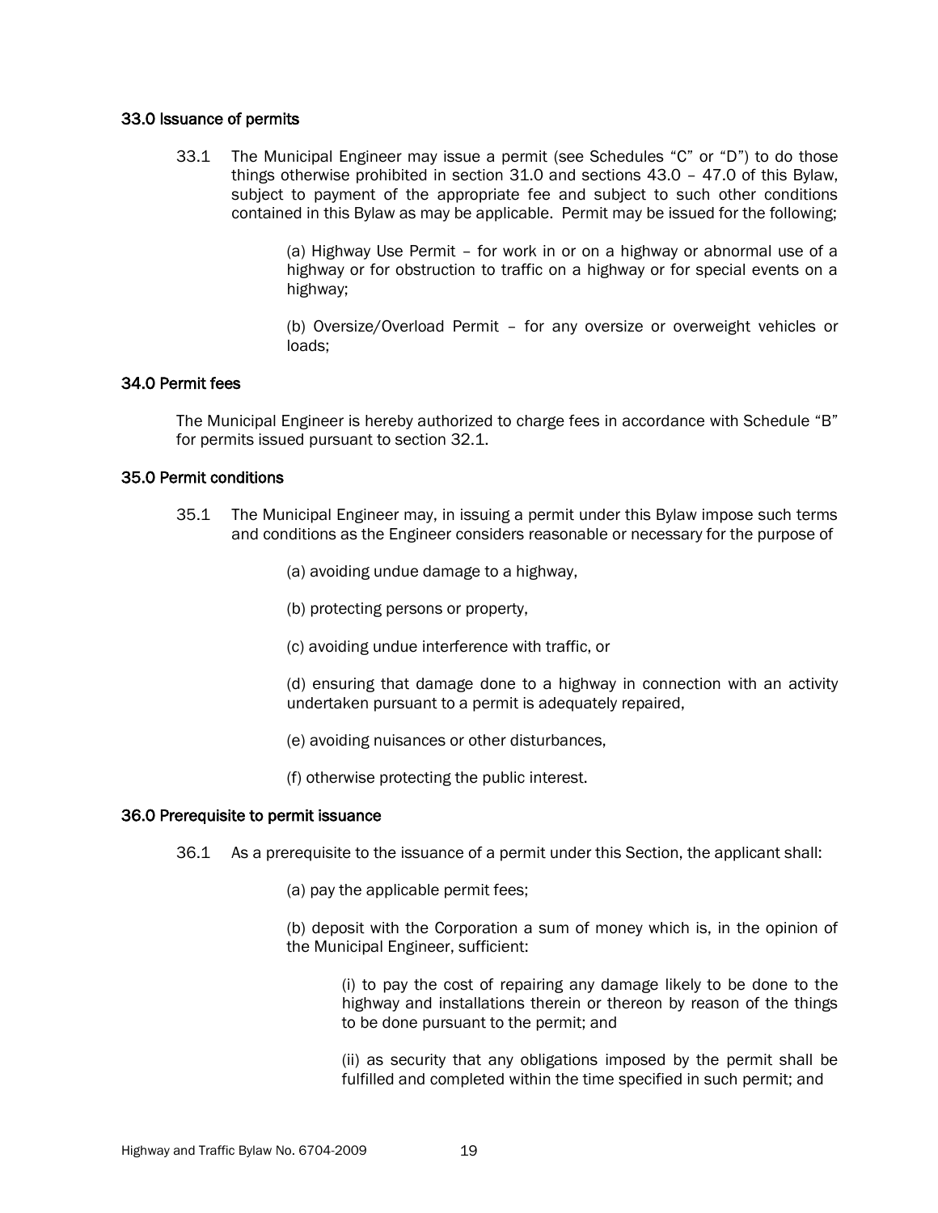### 33.0 Issuance of permits

33.1 The Municipal Engineer may issue a permit (see Schedules "C" or "D") to do those things otherwise prohibited in section 31.0 and sections 43.0 – 47.0 of this Bylaw, subject to payment of the appropriate fee and subject to such other conditions contained in this Bylaw as may be applicable. Permit may be issued for the following;

(a) Highway Use Permit – for work in or on a highway or abnormal use of a highway or for obstruction to traffic on a highway or for special events on a highway;

(b) Oversize/Overload Permit – for any oversize or overweight vehicles or loads;

### 34.0 Permit fees

The Municipal Engineer is hereby authorized to charge fees in accordance with Schedule "B" for permits issued pursuant to section 32.1.

### 35.0 Permit conditions

35.1 The Municipal Engineer may, in issuing a permit under this Bylaw impose such terms and conditions as the Engineer considers reasonable or necessary for the purpose of

(a) avoiding undue damage to a highway,

(b) protecting persons or property,

(c) avoiding undue interference with traffic, or

(d) ensuring that damage done to a highway in connection with an activity undertaken pursuant to a permit is adequately repaired,

(e) avoiding nuisances or other disturbances,

(f) otherwise protecting the public interest.

### 36.0 Prerequisite to permit issuance

36.1 As a prerequisite to the issuance of a permit under this Section, the applicant shall:

(a) pay the applicable permit fees;

(b) deposit with the Corporation a sum of money which is, in the opinion of the Municipal Engineer, sufficient:

(i) to pay the cost of repairing any damage likely to be done to the highway and installations therein or thereon by reason of the things to be done pursuant to the permit; and

(ii) as security that any obligations imposed by the permit shall be fulfilled and completed within the time specified in such permit; and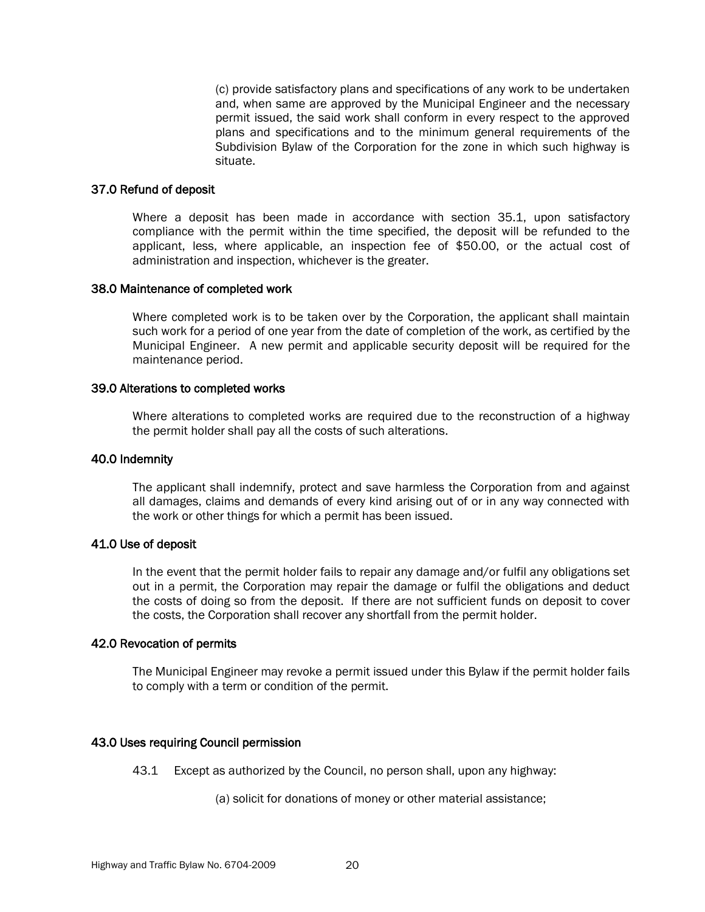(c) provide satisfactory plans and specifications of any work to be undertaken and, when same are approved by the Municipal Engineer and the necessary permit issued, the said work shall conform in every respect to the approved plans and specifications and to the minimum general requirements of the Subdivision Bylaw of the Corporation for the zone in which such highway is situate.

### 37.0 Refund of deposit

Where a deposit has been made in accordance with section 35.1, upon satisfactory compliance with the permit within the time specified, the deposit will be refunded to the applicant, less, where applicable, an inspection fee of $50.00, or the actual cost of administration and inspection, whichever is the greater.

### 38.0 Maintenance of completed work

Where completed work is to be taken over by the Corporation, the applicant shall maintain such work for a period of one year from the date of completion of the work, as certified by the Municipal Engineer. A new permit and applicable security deposit will be required for the maintenance period.

### 39.0 Alterations to completed works

Where alterations to completed works are required due to the reconstruction of a highway the permit holder shall pay all the costs of such alterations.

### 40.0 Indemnity

The applicant shall indemnify, protect and save harmless the Corporation from and against all damages, claims and demands of every kind arising out of or in any way connected with the work or other things for which a permit has been issued.

### 41.0 Use of deposit

In the event that the permit holder fails to repair any damage and/or fulfil any obligations set out in a permit, the Corporation may repair the damage or fulfil the obligations and deduct the costs of doing so from the deposit. If there are not sufficient funds on deposit to cover the costs, the Corporation shall recover any shortfall from the permit holder.

### 42.0 Revocation of permits

The Municipal Engineer may revoke a permit issued under this Bylaw if the permit holder fails to comply with a term or condition of the permit.

### 43.0 Uses requiring Council permission

43.1 Except as authorized by the Council, no person shall, upon any highway:

(a) solicit for donations of money or other material assistance;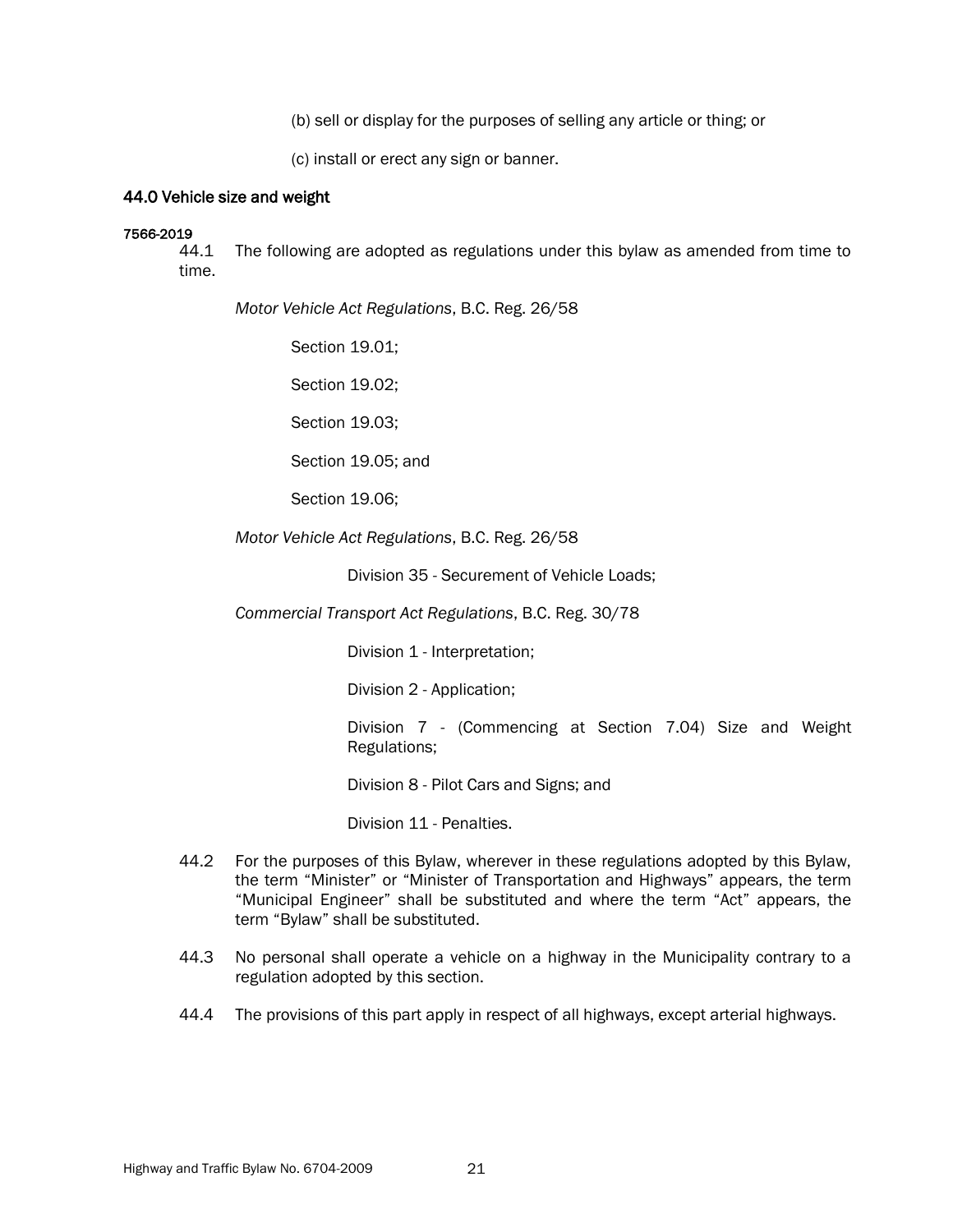(b) sell or display for the purposes of selling any article or thing; or

(c) install or erect any sign or banner.

## 44.0 Vehicle size and weight

7566-2019

44.1 The following are adopted as regulations under this bylaw as amended from time to time.

*Motor Vehicle Act Regulations*, B.C. Reg. 26/58

Section 19.01;

Section 19.02;

Section 19.03;

Section 19.05; and

Section 19.06;

*Motor Vehicle Act Regulations*, B.C. Reg. 26/58

Division 35 - Securement of Vehicle Loads;

*Commercial Transport Act Regulations*, B.C. Reg. 30/78

Division 1 - Interpretation;

Division 2 - Application;

Division 7 - (Commencing at Section 7.04) Size and Weight Regulations;

Division 8 - Pilot Cars and Signs; and

Division 11 - Penalties.

44.2 For the purposes of this Bylaw, wherever in these regulations adopted by this Bylaw, the term "Minister" or "Minister of Transportation and Highways" appears, the term "Municipal Engineer" shall be substituted and where the term "Act" appears, the term "Bylaw" shall be substituted.

44.3 No personal shall operate a vehicle on a highway in the Municipality contrary to a regulation adopted by this section.

44.4 The provisions of this part apply in respect of all highways, except arterial highways.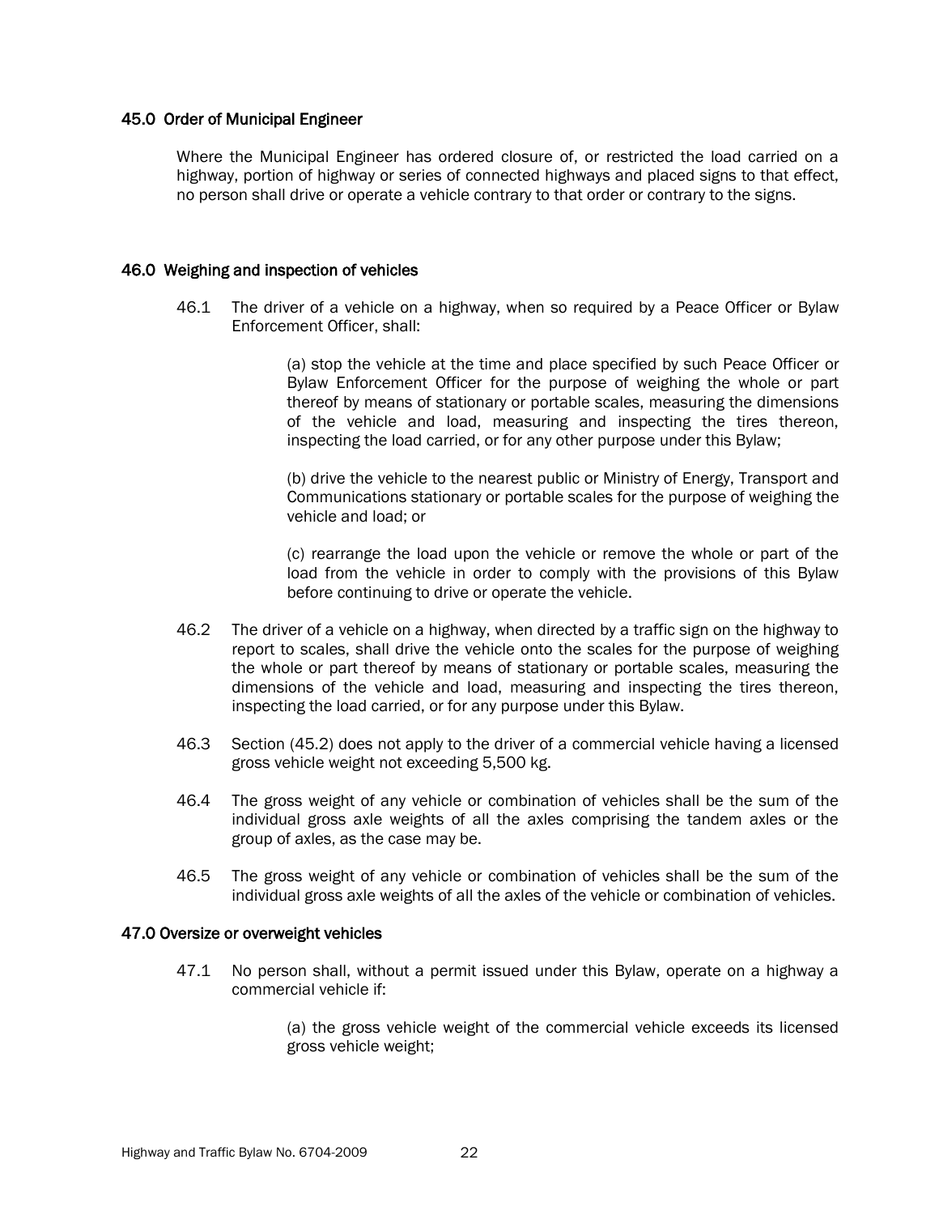## 45.0 Order of Municipal Engineer

Where the Municipal Engineer has ordered closure of, or restricted the load carried on a highway, portion of highway or series of connected highways and placed signs to that effect, no person shall drive or operate a vehicle contrary to that order or contrary to the signs.

## 46.0 Weighing and inspection of vehicles

46.1 The driver of a vehicle on a highway, when so required by a Peace Officer or Bylaw Enforcement Officer, shall:

(a) stop the vehicle at the time and place specified by such Peace Officer or Bylaw Enforcement Officer for the purpose of weighing the whole or part thereof by means of stationary or portable scales, measuring the dimensions of the vehicle and load, measuring and inspecting the tires thereon, inspecting the load carried, or for any other purpose under this Bylaw;

(b) drive the vehicle to the nearest public or Ministry of Energy, Transport and Communications stationary or portable scales for the purpose of weighing the vehicle and load; or

(c) rearrange the load upon the vehicle or remove the whole or part of the load from the vehicle in order to comply with the provisions of this Bylaw before continuing to drive or operate the vehicle.

46.2 The driver of a vehicle on a highway, when directed by a traffic sign on the highway to report to scales, shall drive the vehicle onto the scales for the purpose of weighing the whole or part thereof by means of stationary or portable scales, measuring the dimensions of the vehicle and load, measuring and inspecting the tires thereon, inspecting the load carried, or for any purpose under this Bylaw.

46.3 Section (45.2) does not apply to the driver of a commercial vehicle having a licensed gross vehicle weight not exceeding 5,500 kg.

46.4 The gross weight of any vehicle or combination of vehicles shall be the sum of the individual gross axle weights of all the axles comprising the tandem axles or the group of axles, as the case may be.

46.5 The gross weight of any vehicle or combination of vehicles shall be the sum of the individual gross axle weights of all the axles of the vehicle or combination of vehicles.

## 47.0 Oversize or overweight vehicles

47.1 No person shall, without a permit issued under this Bylaw, operate on a highway a commercial vehicle if:

(a) the gross vehicle weight of the commercial vehicle exceeds its licensed gross vehicle weight;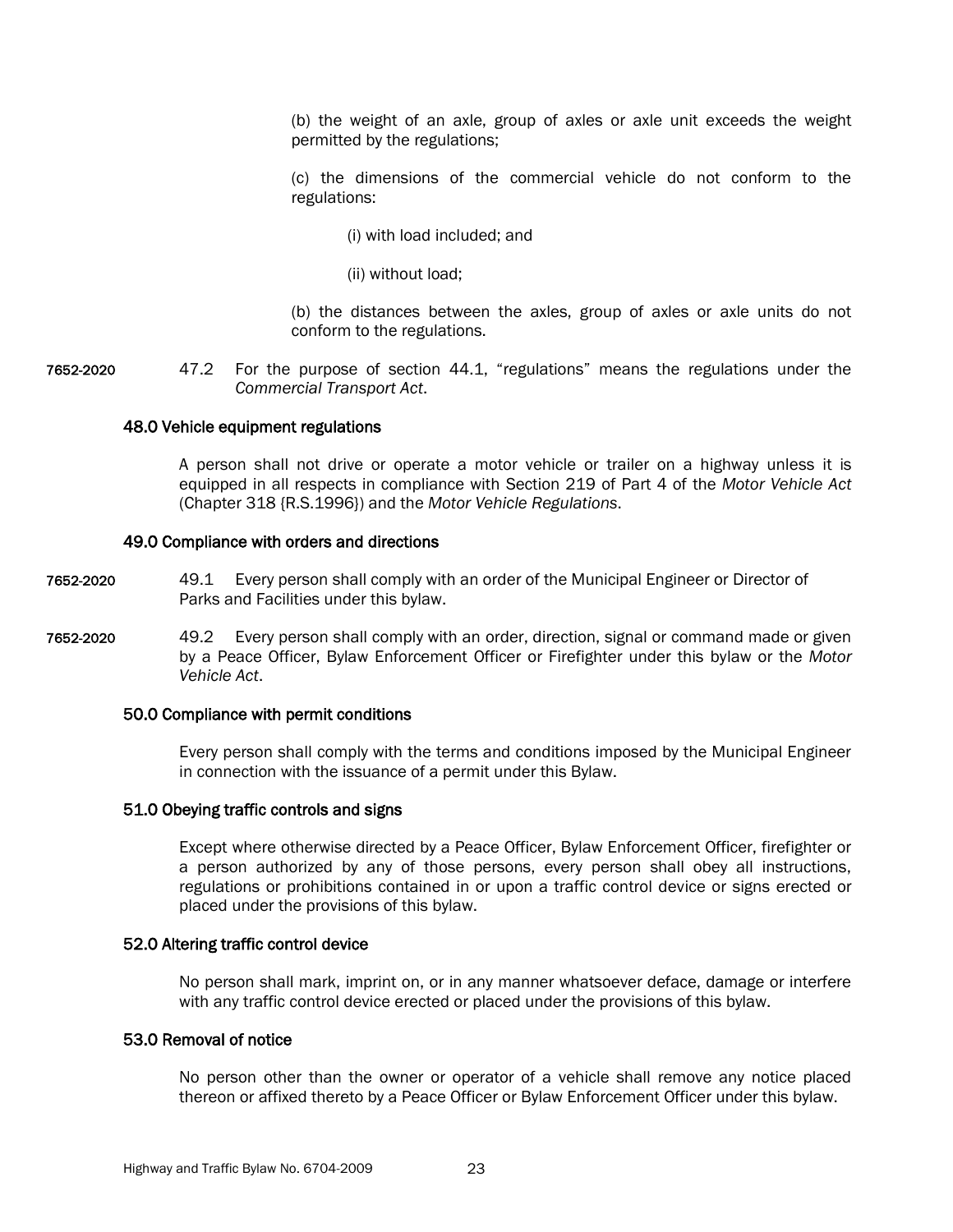(b) the weight of an axle, group of axles or axle unit exceeds the weight permitted by the regulations;

(c) the dimensions of the commercial vehicle do not conform to the regulations:

(i) with load included; and

(ii) without load;

(b) the distances between the axles, group of axles or axle units do not conform to the regulations.

7652-2020 47.2 For the purpose of section 44.1, "regulations" means the regulations under the *Commercial Transport Act*.

### 48.0 Vehicle equipment regulations

A person shall not drive or operate a motor vehicle or trailer on a highway unless it is equipped in all respects in compliance with Section 219 of Part 4 of the *Motor Vehicle Act* (Chapter 318 {R.S.1996}) and the *Motor Vehicle Regulations*.

### 49.0 Compliance with orders and directions

7652-2020 49.1 Every person shall comply with an order of the Municipal Engineer or Director of Parks and Facilities under this bylaw.

7652-2020 49.2 Every person shall comply with an order, direction, signal or command made or given by a Peace Officer, Bylaw Enforcement Officer or Firefighter under this bylaw or the *Motor Vehicle Act*.

### 50.0 Compliance with permit conditions

Every person shall comply with the terms and conditions imposed by the Municipal Engineer in connection with the issuance of a permit under this Bylaw.

### 51.0 Obeying traffic controls and signs

Except where otherwise directed by a Peace Officer, Bylaw Enforcement Officer, firefighter or a person authorized by any of those persons, every person shall obey all instructions, regulations or prohibitions contained in or upon a traffic control device or signs erected or placed under the provisions of this bylaw.

### 52.0 Altering traffic control device

No person shall mark, imprint on, or in any manner whatsoever deface, damage or interfere with any traffic control device erected or placed under the provisions of this bylaw.

### 53.0 Removal of notice

No person other than the owner or operator of a vehicle shall remove any notice placed thereon or affixed thereto by a Peace Officer or Bylaw Enforcement Officer under this bylaw.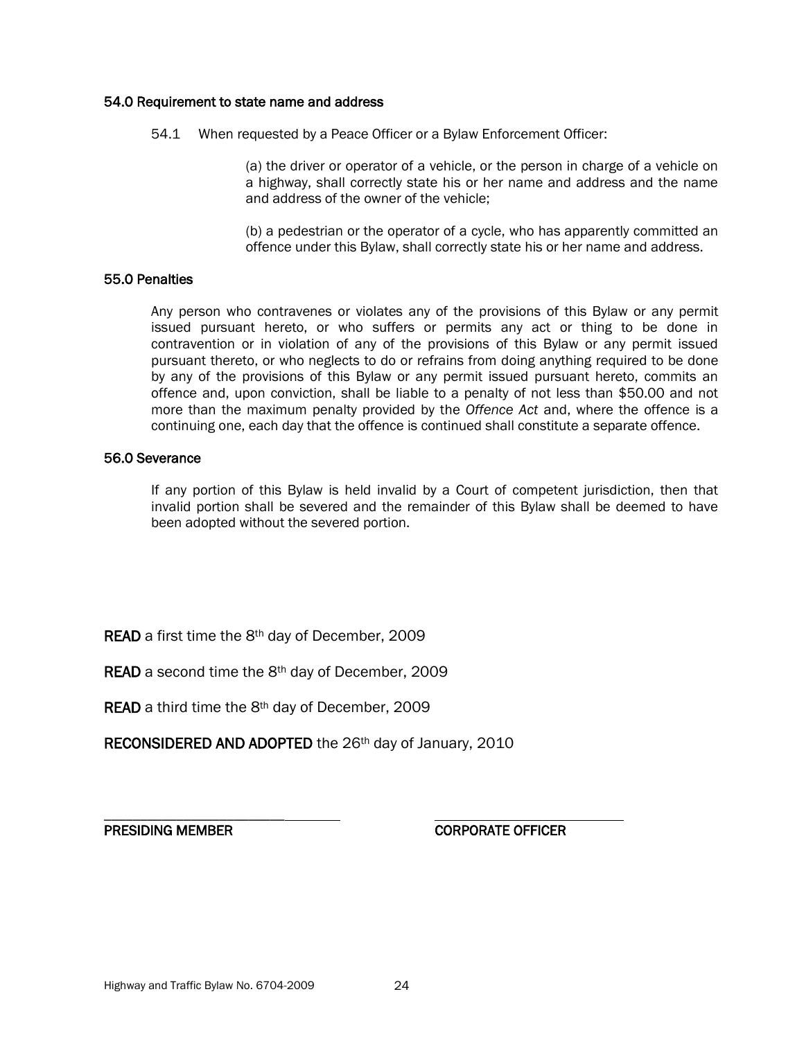### 54.0 Requirement to state name and address

54.1 When requested by a Peace Officer or a Bylaw Enforcement Officer:

(a) the driver or operator of a vehicle, or the person in charge of a vehicle on a highway, shall correctly state his or her name and address and the name and address of the owner of the vehicle;

(b) a pedestrian or the operator of a cycle, who has apparently committed an offence under this Bylaw, shall correctly state his or her name and address.

### 55.0 Penalties

Any person who contravenes or violates any of the provisions of this Bylaw or any permit issued pursuant hereto, or who suffers or permits any act or thing to be done in contravention or in violation of any of the provisions of this Bylaw or any permit issued pursuant thereto, or who neglects to do or refrains from doing anything required to be done by any of the provisions of this Bylaw or any permit issued pursuant hereto, commits an offence and, upon conviction, shall be liable to a penalty of not less than $50.00 and not more than the maximum penalty provided by the *Offence Act* and, where the offence is a continuing one, each day that the offence is continued shall constitute a separate offence.

### 56.0 Severance

If any portion of this Bylaw is held invalid by a Court of competent jurisdiction, then that invalid portion shall be severed and the remainder of this Bylaw shall be deemed to have been adopted without the severed portion.

**READ** a first time the 8th day of December, 2009

**READ** a second time the 8th day of December, 2009

**READ** a third time the 8th day of December, 2009

**RECONSIDERED AND ADOPTED** the 26th day of January, 2010

\_\_\_\_\_\_\_\_\_\_\_\_\_\_\_\_\_\_\_\_\_\_\_\_\_\_\_\_ &nbsp;&nbsp;&nbsp;&nbsp; \_\_\_\_\_\_\_\_\_\_\_\_\_\_\_\_\_\_\_\_\_\_\_\_\_\_\_\_

**PRESIDING MEMBER** &nbsp;&nbsp;&nbsp;&nbsp; **CORPORATE OFFICER**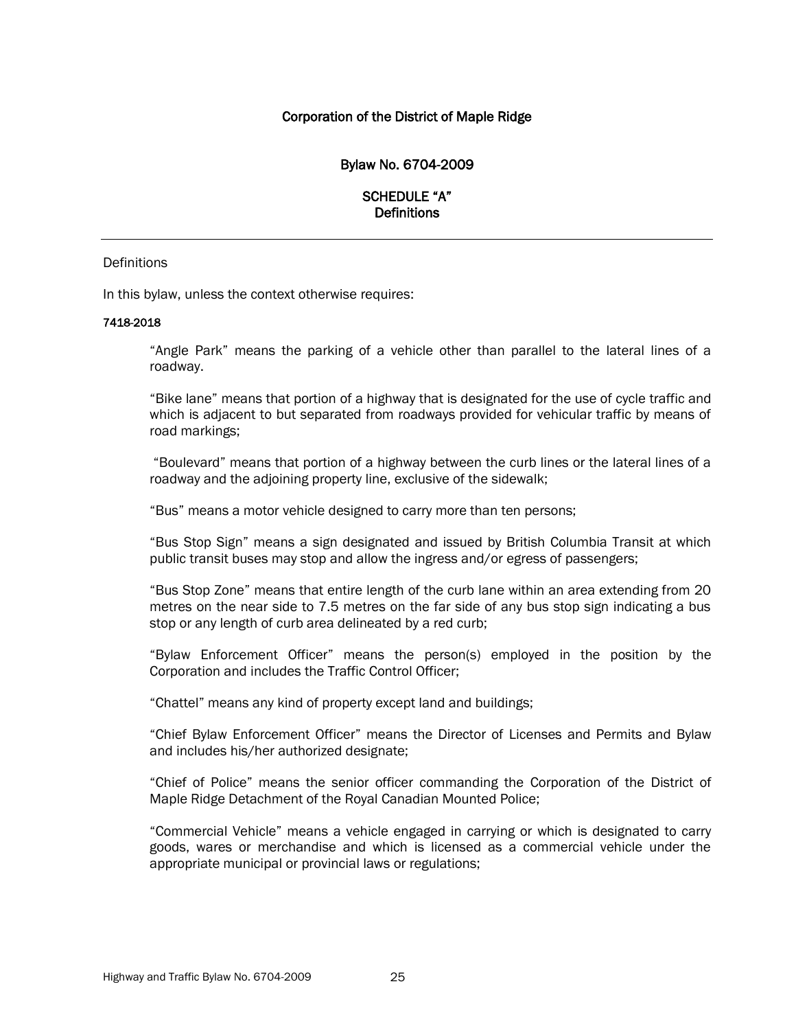Corporation of the District of Maple Ridge

Bylaw No. 6704-2009

SCHEDULE "A"
Definitions

---

Definitions

In this bylaw, unless the context otherwise requires:

**7418-2018**

"Angle Park" means the parking of a vehicle other than parallel to the lateral lines of a roadway.

"Bike lane" means that portion of a highway that is designated for the use of cycle traffic and which is adjacent to but separated from roadways provided for vehicular traffic by means of road markings;

"Boulevard" means that portion of a highway between the curb lines or the lateral lines of a roadway and the adjoining property line, exclusive of the sidewalk;

"Bus" means a motor vehicle designed to carry more than ten persons;

"Bus Stop Sign" means a sign designated and issued by British Columbia Transit at which public transit buses may stop and allow the ingress and/or egress of passengers;

"Bus Stop Zone" means that entire length of the curb lane within an area extending from 20 metres on the near side to 7.5 metres on the far side of any bus stop sign indicating a bus stop or any length of curb area delineated by a red curb;

"Bylaw Enforcement Officer" means the person(s) employed in the position by the Corporation and includes the Traffic Control Officer;

"Chattel" means any kind of property except land and buildings;

"Chief Bylaw Enforcement Officer" means the Director of Licenses and Permits and Bylaw and includes his/her authorized designate;

"Chief of Police" means the senior officer commanding the Corporation of the District of Maple Ridge Detachment of the Royal Canadian Mounted Police;

"Commercial Vehicle" means a vehicle engaged in carrying or which is designated to carry goods, wares or merchandise and which is licensed as a commercial vehicle under the appropriate municipal or provincial laws or regulations;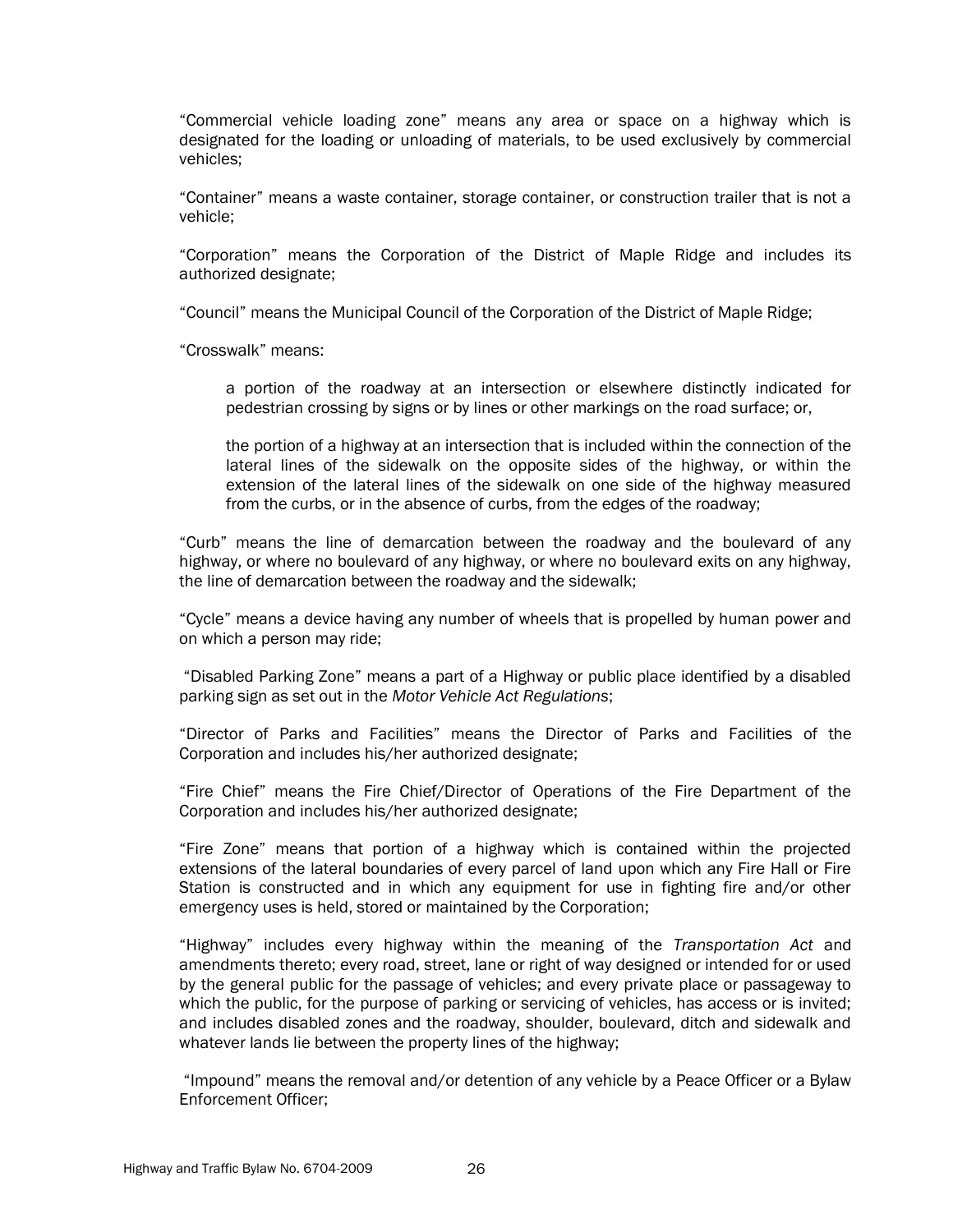"Commercial vehicle loading zone" means any area or space on a highway which is designated for the loading or unloading of materials, to be used exclusively by commercial vehicles;

"Container" means a waste container, storage container, or construction trailer that is not a vehicle;

"Corporation" means the Corporation of the District of Maple Ridge and includes its authorized designate;

"Council" means the Municipal Council of the Corporation of the District of Maple Ridge;

"Crosswalk" means:

> a portion of the roadway at an intersection or elsewhere distinctly indicated for pedestrian crossing by signs or by lines or other markings on the road surface; or,
>
> the portion of a highway at an intersection that is included within the connection of the lateral lines of the sidewalk on the opposite sides of the highway, or within the extension of the lateral lines of the sidewalk on one side of the highway measured from the curbs, or in the absence of curbs, from the edges of the roadway;

"Curb" means the line of demarcation between the roadway and the boulevard of any highway, or where no boulevard of any highway, or where no boulevard exits on any highway, the line of demarcation between the roadway and the sidewalk;

"Cycle" means a device having any number of wheels that is propelled by human power and on which a person may ride;

"Disabled Parking Zone" means a part of a Highway or public place identified by a disabled parking sign as set out in the *Motor Vehicle Act Regulations*;

"Director of Parks and Facilities" means the Director of Parks and Facilities of the Corporation and includes his/her authorized designate;

"Fire Chief" means the Fire Chief/Director of Operations of the Fire Department of the Corporation and includes his/her authorized designate;

"Fire Zone" means that portion of a highway which is contained within the projected extensions of the lateral boundaries of every parcel of land upon which any Fire Hall or Fire Station is constructed and in which any equipment for use in fighting fire and/or other emergency uses is held, stored or maintained by the Corporation;

"Highway" includes every highway within the meaning of the *Transportation Act* and amendments thereto; every road, street, lane or right of way designed or intended for or used by the general public for the passage of vehicles; and every private place or passageway to which the public, for the purpose of parking or servicing of vehicles, has access or is invited; and includes disabled zones and the roadway, shoulder, boulevard, ditch and sidewalk and whatever lands lie between the property lines of the highway;

"Impound" means the removal and/or detention of any vehicle by a Peace Officer or a Bylaw Enforcement Officer;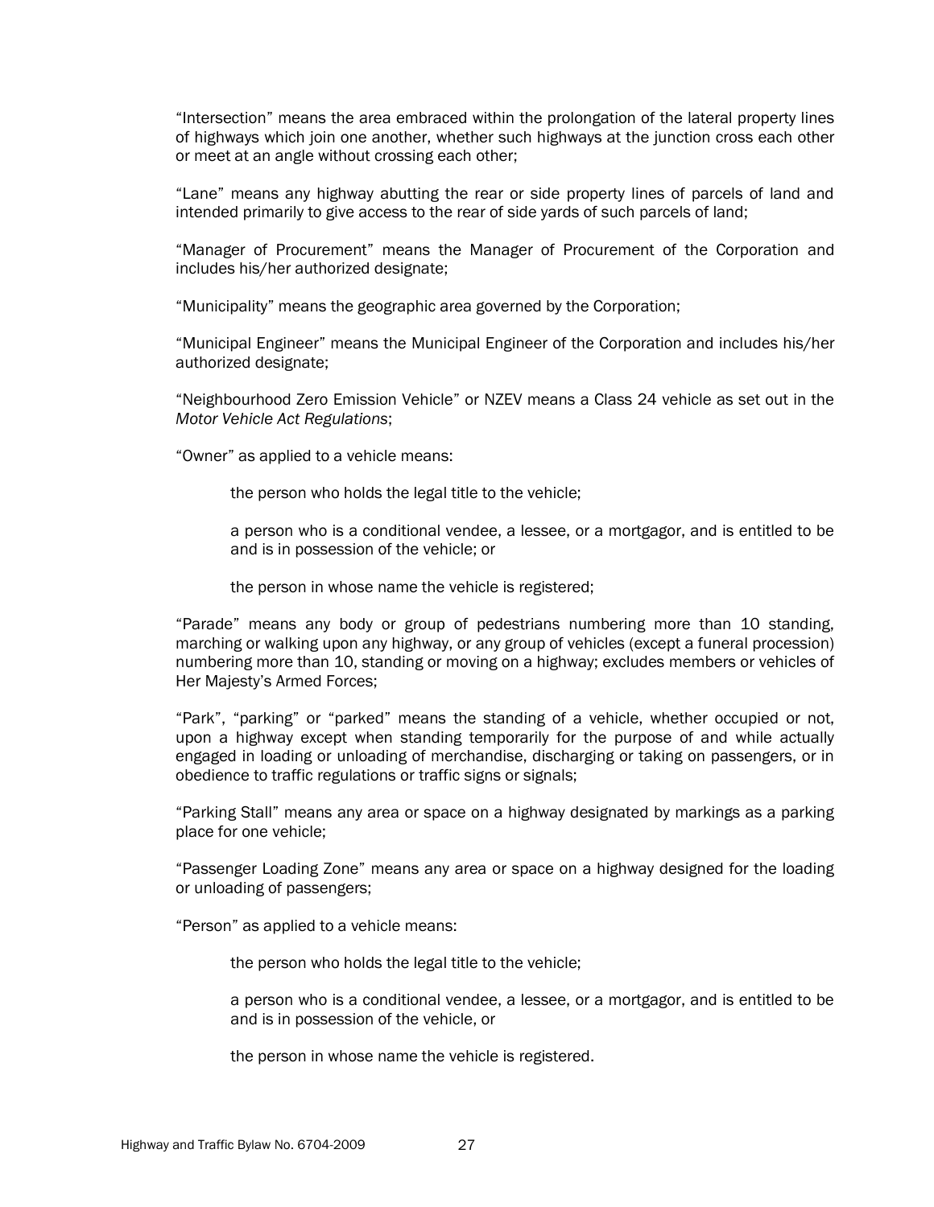"Intersection" means the area embraced within the prolongation of the lateral property lines of highways which join one another, whether such highways at the junction cross each other or meet at an angle without crossing each other;

"Lane" means any highway abutting the rear or side property lines of parcels of land and intended primarily to give access to the rear of side yards of such parcels of land;

"Manager of Procurement" means the Manager of Procurement of the Corporation and includes his/her authorized designate;

"Municipality" means the geographic area governed by the Corporation;

"Municipal Engineer" means the Municipal Engineer of the Corporation and includes his/her authorized designate;

"Neighbourhood Zero Emission Vehicle" or NZEV means a Class 24 vehicle as set out in the *Motor Vehicle Act Regulations*;

"Owner" as applied to a vehicle means:

> the person who holds the legal title to the vehicle;
>
> a person who is a conditional vendee, a lessee, or a mortgagor, and is entitled to be and is in possession of the vehicle; or
>
> the person in whose name the vehicle is registered;

"Parade" means any body or group of pedestrians numbering more than 10 standing, marching or walking upon any highway, or any group of vehicles (except a funeral procession) numbering more than 10, standing or moving on a highway; excludes members or vehicles of Her Majesty's Armed Forces;

"Park", "parking" or "parked" means the standing of a vehicle, whether occupied or not, upon a highway except when standing temporarily for the purpose of and while actually engaged in loading or unloading of merchandise, discharging or taking on passengers, or in obedience to traffic regulations or traffic signs or signals;

"Parking Stall" means any area or space on a highway designated by markings as a parking place for one vehicle;

"Passenger Loading Zone" means any area or space on a highway designed for the loading or unloading of passengers;

"Person" as applied to a vehicle means:

> the person who holds the legal title to the vehicle;
>
> a person who is a conditional vendee, a lessee, or a mortgagor, and is entitled to be and is in possession of the vehicle, or
>
> the person in whose name the vehicle is registered.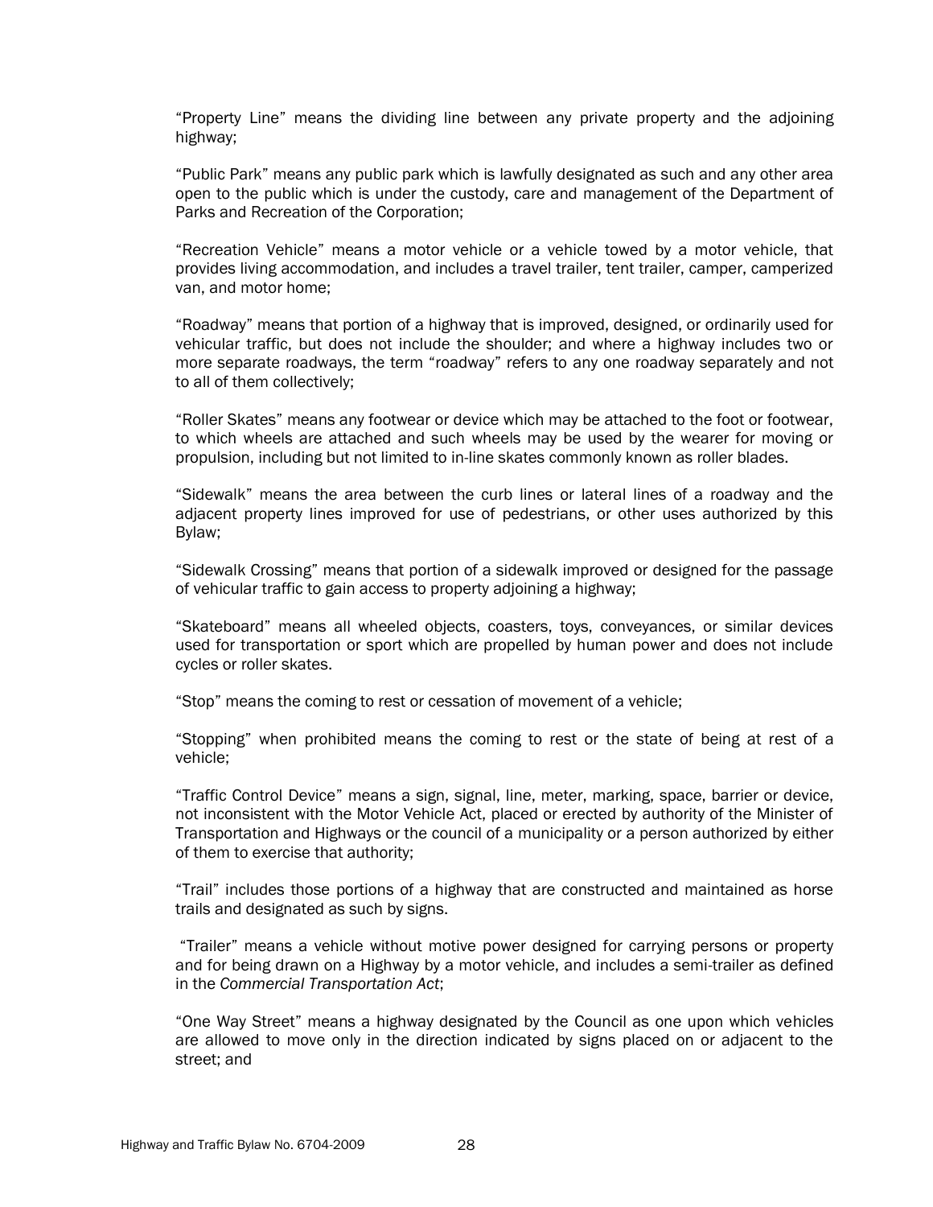"Property Line" means the dividing line between any private property and the adjoining highway;

"Public Park" means any public park which is lawfully designated as such and any other area open to the public which is under the custody, care and management of the Department of Parks and Recreation of the Corporation;

"Recreation Vehicle" means a motor vehicle or a vehicle towed by a motor vehicle, that provides living accommodation, and includes a travel trailer, tent trailer, camper, camperized van, and motor home;

"Roadway" means that portion of a highway that is improved, designed, or ordinarily used for vehicular traffic, but does not include the shoulder; and where a highway includes two or more separate roadways, the term "roadway" refers to any one roadway separately and not to all of them collectively;

"Roller Skates" means any footwear or device which may be attached to the foot or footwear, to which wheels are attached and such wheels may be used by the wearer for moving or propulsion, including but not limited to in-line skates commonly known as roller blades.

"Sidewalk" means the area between the curb lines or lateral lines of a roadway and the adjacent property lines improved for use of pedestrians, or other uses authorized by this Bylaw;

"Sidewalk Crossing" means that portion of a sidewalk improved or designed for the passage of vehicular traffic to gain access to property adjoining a highway;

"Skateboard" means all wheeled objects, coasters, toys, conveyances, or similar devices used for transportation or sport which are propelled by human power and does not include cycles or roller skates.

"Stop" means the coming to rest or cessation of movement of a vehicle;

"Stopping" when prohibited means the coming to rest or the state of being at rest of a vehicle;

"Traffic Control Device" means a sign, signal, line, meter, marking, space, barrier or device, not inconsistent with the Motor Vehicle Act, placed or erected by authority of the Minister of Transportation and Highways or the council of a municipality or a person authorized by either of them to exercise that authority;

"Trail" includes those portions of a highway that are constructed and maintained as horse trails and designated as such by signs.

"Trailer" means a vehicle without motive power designed for carrying persons or property and for being drawn on a Highway by a motor vehicle, and includes a semi-trailer as defined in the *Commercial Transportation Act*;

"One Way Street" means a highway designated by the Council as one upon which vehicles are allowed to move only in the direction indicated by signs placed on or adjacent to the street; and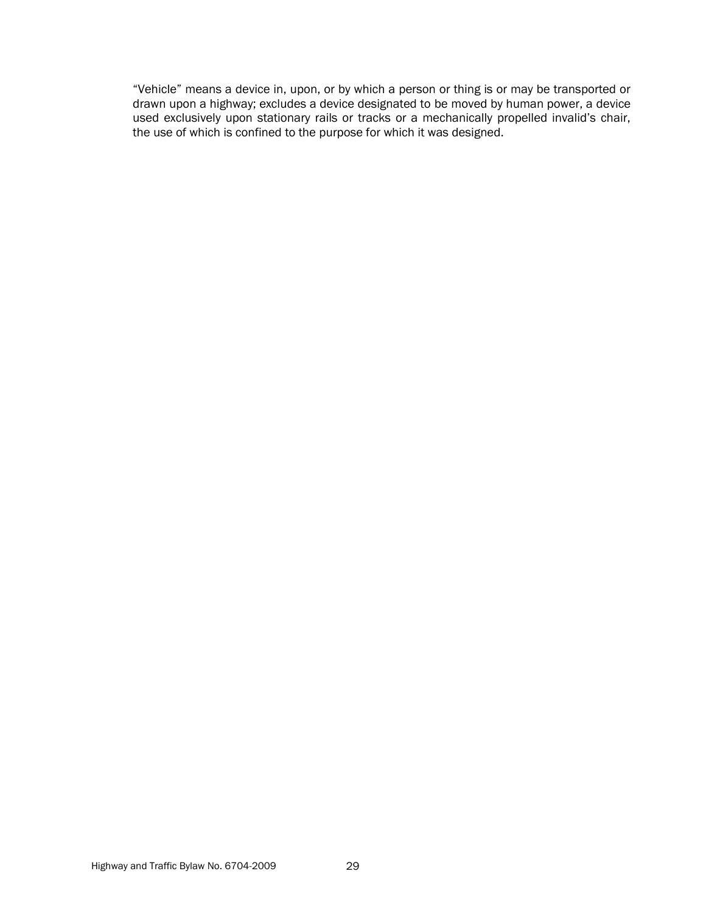“Vehicle” means a device in, upon, or by which a person or thing is or may be transported or drawn upon a highway; excludes a device designated to be moved by human power, a device used exclusively upon stationary rails or tracks or a mechanically propelled invalid’s chair, the use of which is confined to the purpose for which it was designed.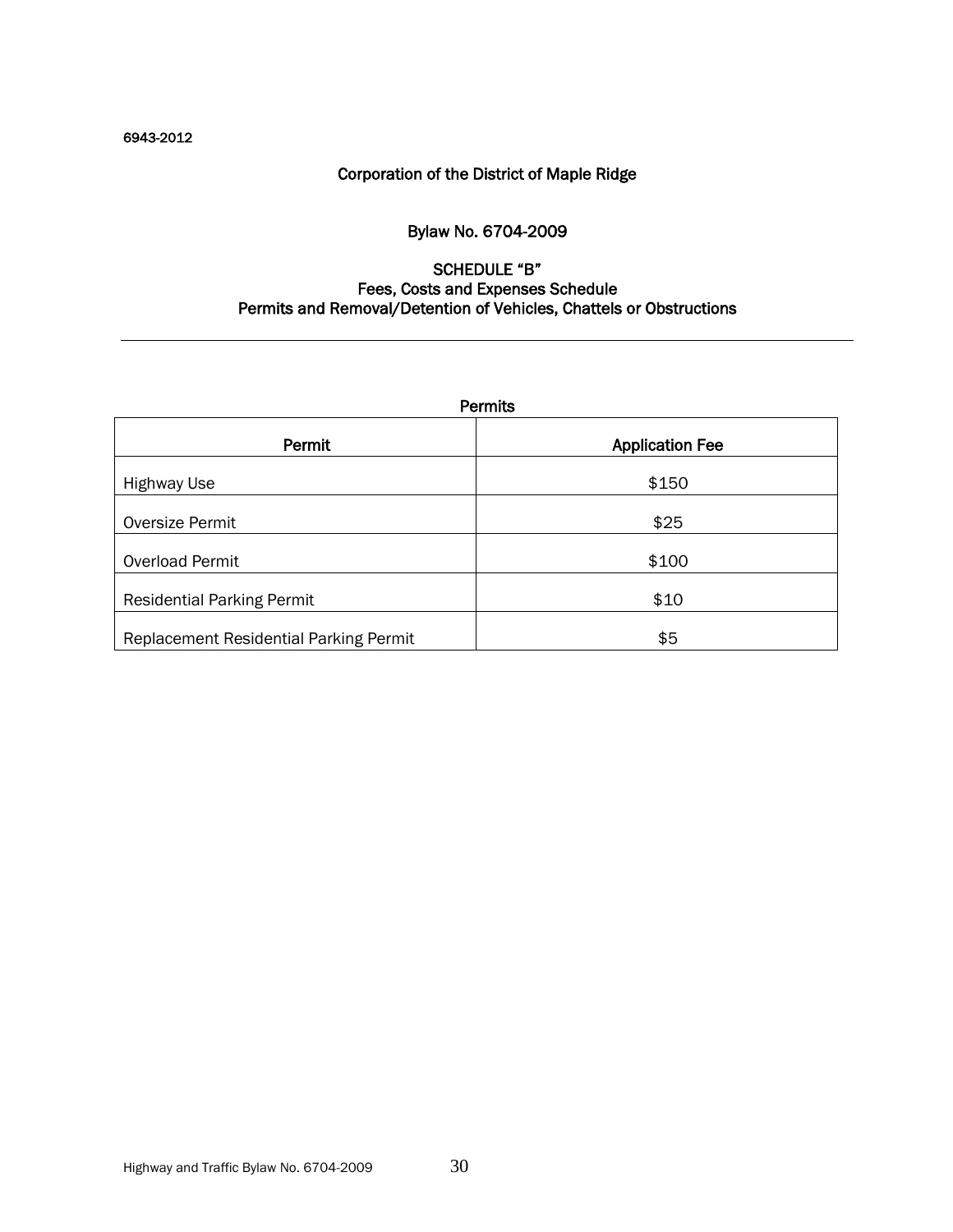6943-2012

## Corporation of the District of Maple Ridge

## Bylaw No. 6704-2009

### SCHEDULE "B"
### Fees, Costs and Expenses Schedule
### Permits and Removal/Detention of Vehicles, Chattels or Obstructions

---

**Permits**

| Permit | Application Fee |
|---|---|
| Highway Use | $150 |
| Oversize Permit | $25 |
| Overload Permit | $100 |
| Residential Parking Permit | $10 |
| Replacement Residential Parking Permit | $5 |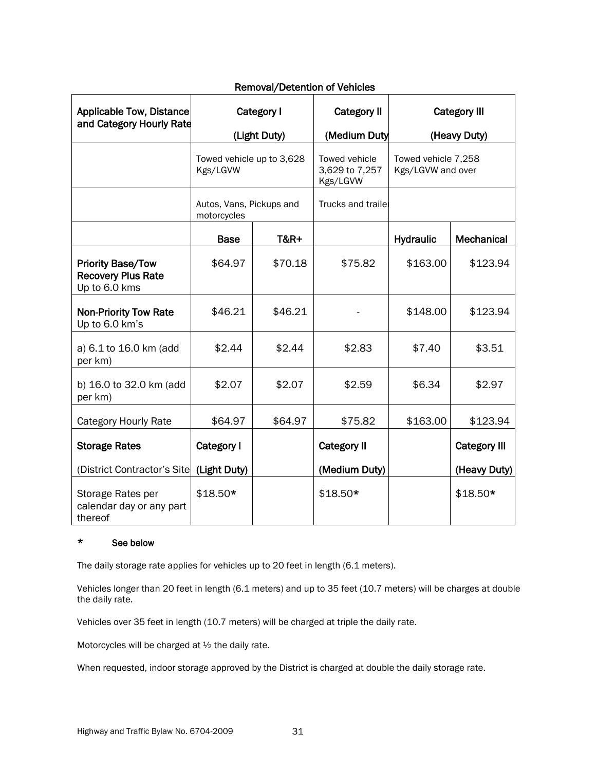## Removal/Detention of Vehicles

| Applicable Tow, Distance and Category Hourly Rate | Category I (Light Duty) | | Category II (Medium Duty | Category III (Heavy Duty) | |
|---|---|---|---|---|---|
| | Towed vehicle up to 3,628 Kgs/LGVW | | Towed vehicle 3,629 to 7,257 Kgs/LGVW | Towed vehicle 7,258 Kgs/LGVW and over | |
| | Autos, Vans, Pickups and motorcycles | | Trucks and trailer | | |
| | **Base** | **T&R+** | | **Hydraulic** | **Mechanical** |
| **Priority Base/Tow Recovery Plus Rate** Up to 6.0 kms | $64.97 | $70.18 | $75.82 | $163.00 | $123.94 |
| **Non-Priority Tow Rate** Up to 6.0 km's | $46.21 | $46.21 | - | $148.00 | $123.94 |
| a) 6.1 to 16.0 km (add per km) | $2.44 | $2.44 | $2.83 | $7.40 | $3.51 |
| b) 16.0 to 32.0 km (add per km) | $2.07 | $2.07 | $2.59 | $6.34 | $2.97 |
| Category Hourly Rate | $64.97 | $64.97 | $75.82 | $163.00 | $123.94 |
| **Storage Rates** (District Contractor's Site | **Category I (Light Duty)** | | **Category II (Medium Duty)** | | **Category III (Heavy Duty)** |
| Storage Rates per calendar day or any part thereof | $18.50* | | $18.50* | | $18.50* |

**\* See below**

The daily storage rate applies for vehicles up to 20 feet in length (6.1 meters).

Vehicles longer than 20 feet in length (6.1 meters) and up to 35 feet (10.7 meters) will be charges at double the daily rate.

Vehicles over 35 feet in length (10.7 meters) will be charged at triple the daily rate.

Motorcycles will be charged at ½ the daily rate.

When requested, indoor storage approved by the District is charged at double the daily storage rate.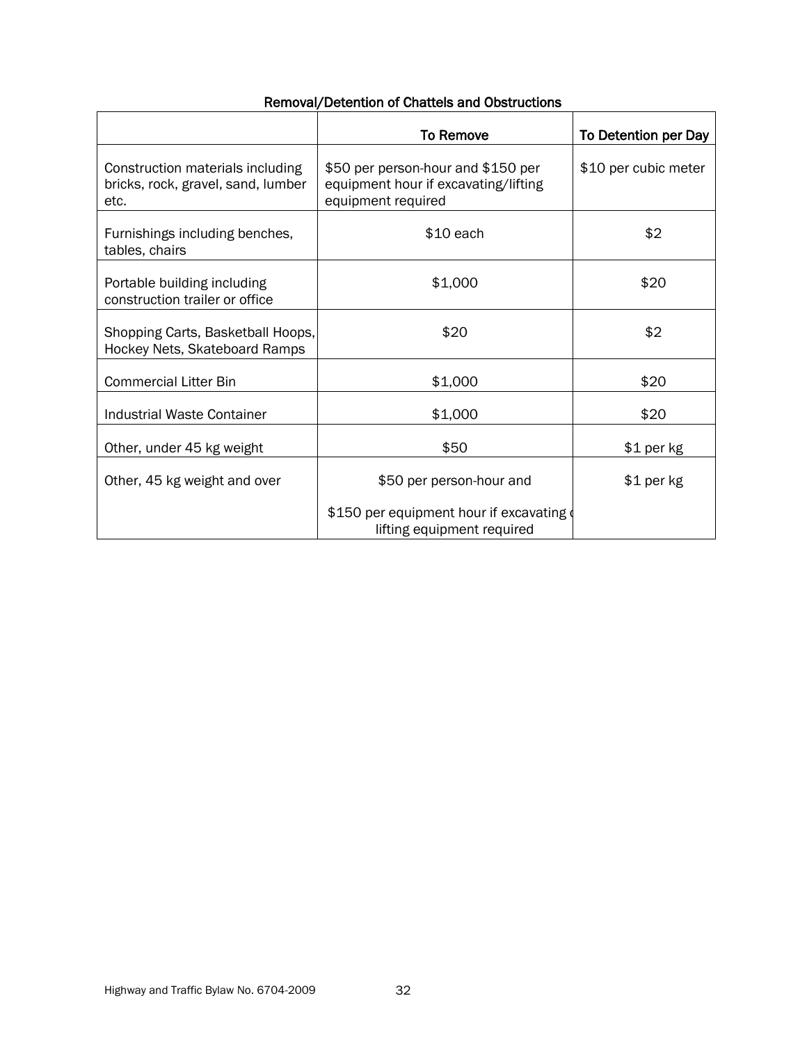**Removal/Detention of Chattels and Obstructions**

| | To Remove | To Detention per Day |
|---|---|---|
| Construction materials including bricks, rock, gravel, sand, lumber etc. | $50 per person-hour and $150 per equipment hour if excavating/lifting equipment required | $10 per cubic meter |
| Furnishings including benches, tables, chairs | $10 each | $2 |
| Portable building including construction trailer or office | $1,000 | $20 |
| Shopping Carts, Basketball Hoops, Hockey Nets, Skateboard Ramps | $20 | $2 |
| Commercial Litter Bin | $1,000 | $20 |
| Industrial Waste Container | $1,000 | $20 |
| Other, under 45 kg weight | $50 | $1 per kg |
| Other, 45 kg weight and over | $50 per person-hour and $150 per equipment hour if excavating or lifting equipment required | $1 per kg |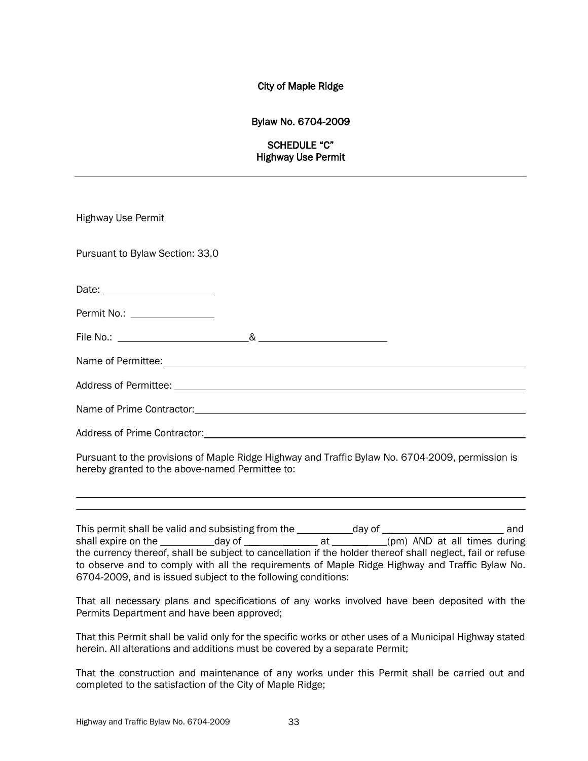City of Maple Ridge

Bylaw No. 6704-2009

SCHEDULE "C"
Highway Use Permit

---

Highway Use Permit

Pursuant to Bylaw Section: 33.0

Date: ____________________

Permit No.: ______________

File No.: ______________________ & ______________________

Name of Permittee: ____________________________________________

Address of Permittee: ____________________________________________

Name of Prime Contractor: ____________________________________________

Address of Prime Contractor: ____________________________________________

Pursuant to the provisions of Maple Ridge Highway and Traffic Bylaw No. 6704-2009, permission is hereby granted to the above-named Permittee to:

____________________________________________

____________________________________________

This permit shall be valid and subsisting from the __________day of ______________________ and shall expire on the __________day of ____________ at __________(pm) AND at all times during the currency thereof, shall be subject to cancellation if the holder thereof shall neglect, fail or refuse to observe and to comply with all the requirements of Maple Ridge Highway and Traffic Bylaw No. 6704-2009, and is issued subject to the following conditions:

That all necessary plans and specifications of any works involved have been deposited with the Permits Department and have been approved;

That this Permit shall be valid only for the specific works or other uses of a Municipal Highway stated herein. All alterations and additions must be covered by a separate Permit;

That the construction and maintenance of any works under this Permit shall be carried out and completed to the satisfaction of the City of Maple Ridge;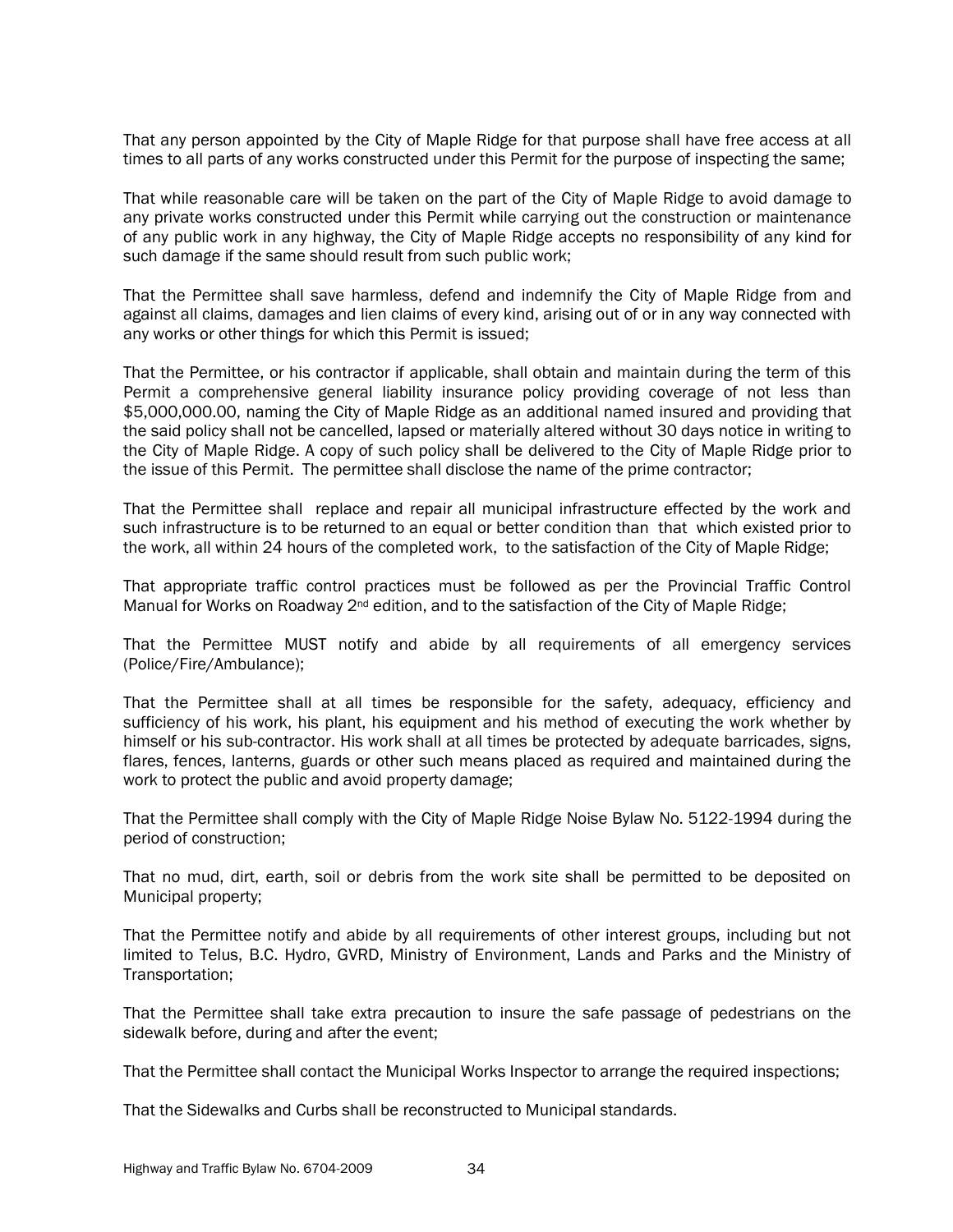That any person appointed by the City of Maple Ridge for that purpose shall have free access at all times to all parts of any works constructed under this Permit for the purpose of inspecting the same;

That while reasonable care will be taken on the part of the City of Maple Ridge to avoid damage to any private works constructed under this Permit while carrying out the construction or maintenance of any public work in any highway, the City of Maple Ridge accepts no responsibility of any kind for such damage if the same should result from such public work;

That the Permittee shall save harmless, defend and indemnify the City of Maple Ridge from and against all claims, damages and lien claims of every kind, arising out of or in any way connected with any works or other things for which this Permit is issued;

That the Permittee, or his contractor if applicable, shall obtain and maintain during the term of this Permit a comprehensive general liability insurance policy providing coverage of not less than $5,000,000.00, naming the City of Maple Ridge as an additional named insured and providing that the said policy shall not be cancelled, lapsed or materially altered without 30 days notice in writing to the City of Maple Ridge. A copy of such policy shall be delivered to the City of Maple Ridge prior to the issue of this Permit. The permittee shall disclose the name of the prime contractor;

That the Permittee shall replace and repair all municipal infrastructure effected by the work and such infrastructure is to be returned to an equal or better condition than that which existed prior to the work, all within 24 hours of the completed work, to the satisfaction of the City of Maple Ridge;

That appropriate traffic control practices must be followed as per the Provincial Traffic Control Manual for Works on Roadway 2nd edition, and to the satisfaction of the City of Maple Ridge;

That the Permittee MUST notify and abide by all requirements of all emergency services (Police/Fire/Ambulance);

That the Permittee shall at all times be responsible for the safety, adequacy, efficiency and sufficiency of his work, his plant, his equipment and his method of executing the work whether by himself or his sub-contractor. His work shall at all times be protected by adequate barricades, signs, flares, fences, lanterns, guards or other such means placed as required and maintained during the work to protect the public and avoid property damage;

That the Permittee shall comply with the City of Maple Ridge Noise Bylaw No. 5122-1994 during the period of construction;

That no mud, dirt, earth, soil or debris from the work site shall be permitted to be deposited on Municipal property;

That the Permittee notify and abide by all requirements of other interest groups, including but not limited to Telus, B.C. Hydro, GVRD, Ministry of Environment, Lands and Parks and the Ministry of Transportation;

That the Permittee shall take extra precaution to insure the safe passage of pedestrians on the sidewalk before, during and after the event;

That the Permittee shall contact the Municipal Works Inspector to arrange the required inspections;

That the Sidewalks and Curbs shall be reconstructed to Municipal standards.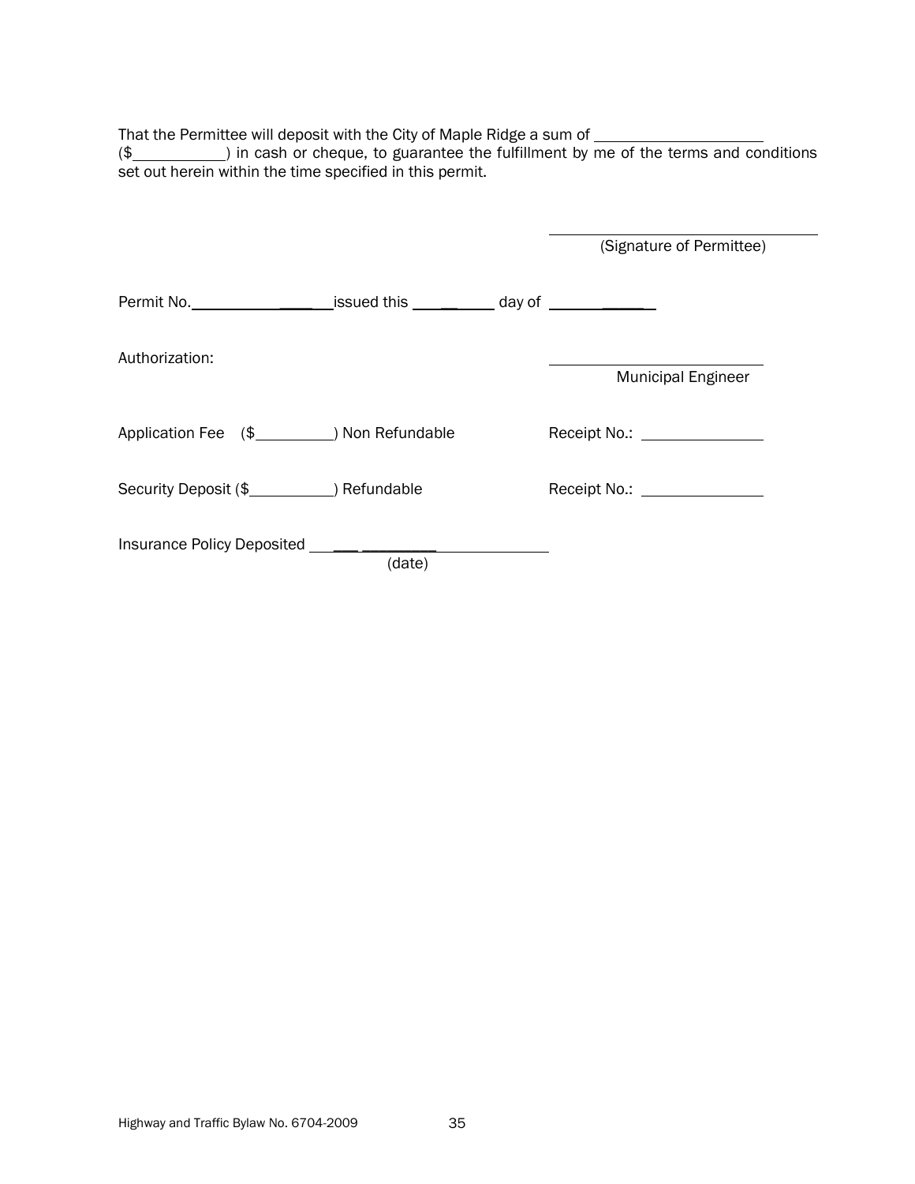That the Permittee will deposit with the City of Maple Ridge a sum of ____________________ ($__________) in cash or cheque, to guarantee the fulfillment by me of the terms and conditions set out herein within the time specified in this permit.

____________________________
(Signature of Permittee)

Permit No.__________________issued this __________ day of ____________

Authorization:

____________________________
Municipal Engineer

Application Fee ($__________) Non Refundable    Receipt No.: _______________

Security Deposit ($__________) Refundable    Receipt No.: _______________

Insurance Policy Deposited ______________________
(date)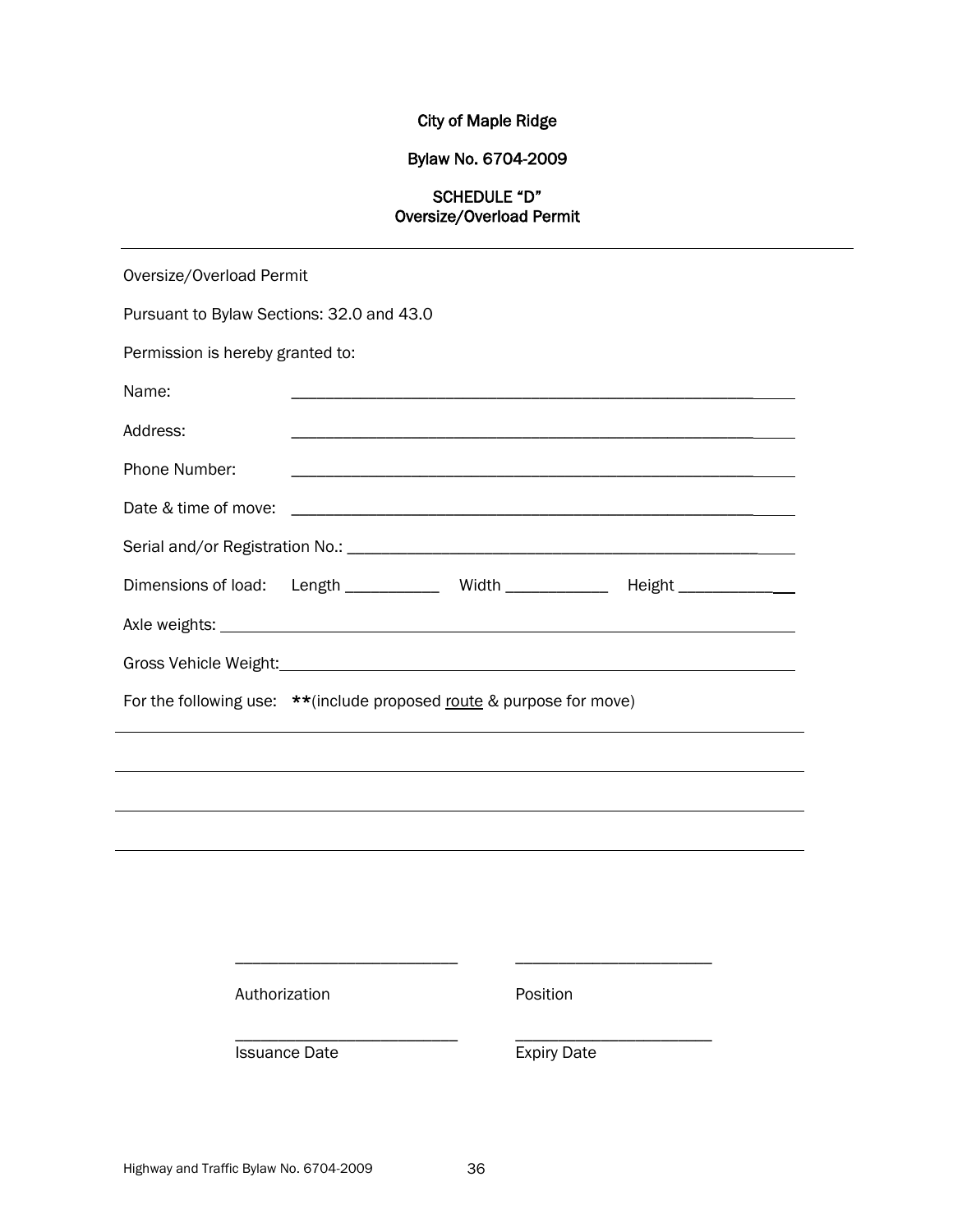City of Maple Ridge

Bylaw No. 6704-2009

SCHEDULE "D"
Oversize/Overload Permit

---

Oversize/Overload Permit

Pursuant to Bylaw Sections: 32.0 and 43.0

Permission is hereby granted to:

Name: ____________________________________________________________

Address: ____________________________________________________________

Phone Number: ____________________________________________________________

Date & time of move: ____________________________________________________________

Serial and/or Registration No.: ____________________________________________________

Dimensions of load: Length ____________ Width _____________ Height _____________

Axle weights: ____________________________________________________________

Gross Vehicle Weight: ____________________________________________________________

For the following use: **(include proposed <u>route</u> & purpose for move)

____________________________________________________________________________

____________________________________________________________________________

____________________________________________________________________________

____________________________________________________________________________

___________________________ ________________________
Authorization Position

___________________________ ________________________
Issuance Date Expiry Date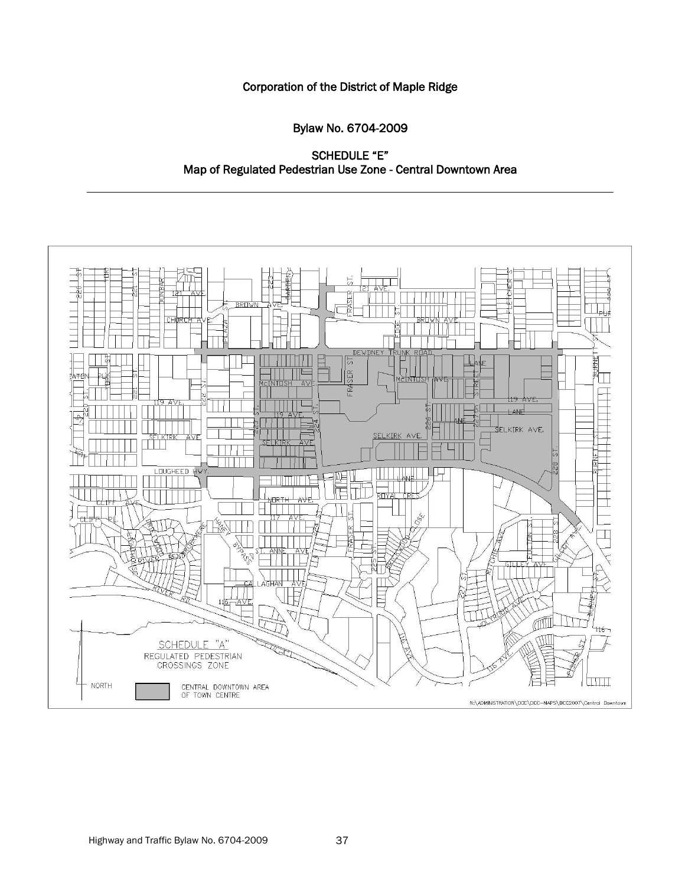Corporation of the District of Maple Ridge

Bylaw No. 6704-2009

SCHEDULE "E"
Map of Regulated Pedestrian Use Zone - Central Downtown Area

SCHEDULE "A"
REGULATED PEDESTRIAN
CROSSINGS ZONE

NORTH

CENTRAL DOWNTOWN AREA
OF TOWN CENTRE

N:\ADMINISTRATION\DCC\DCC-MAPS\DCC2007\Central Downtown